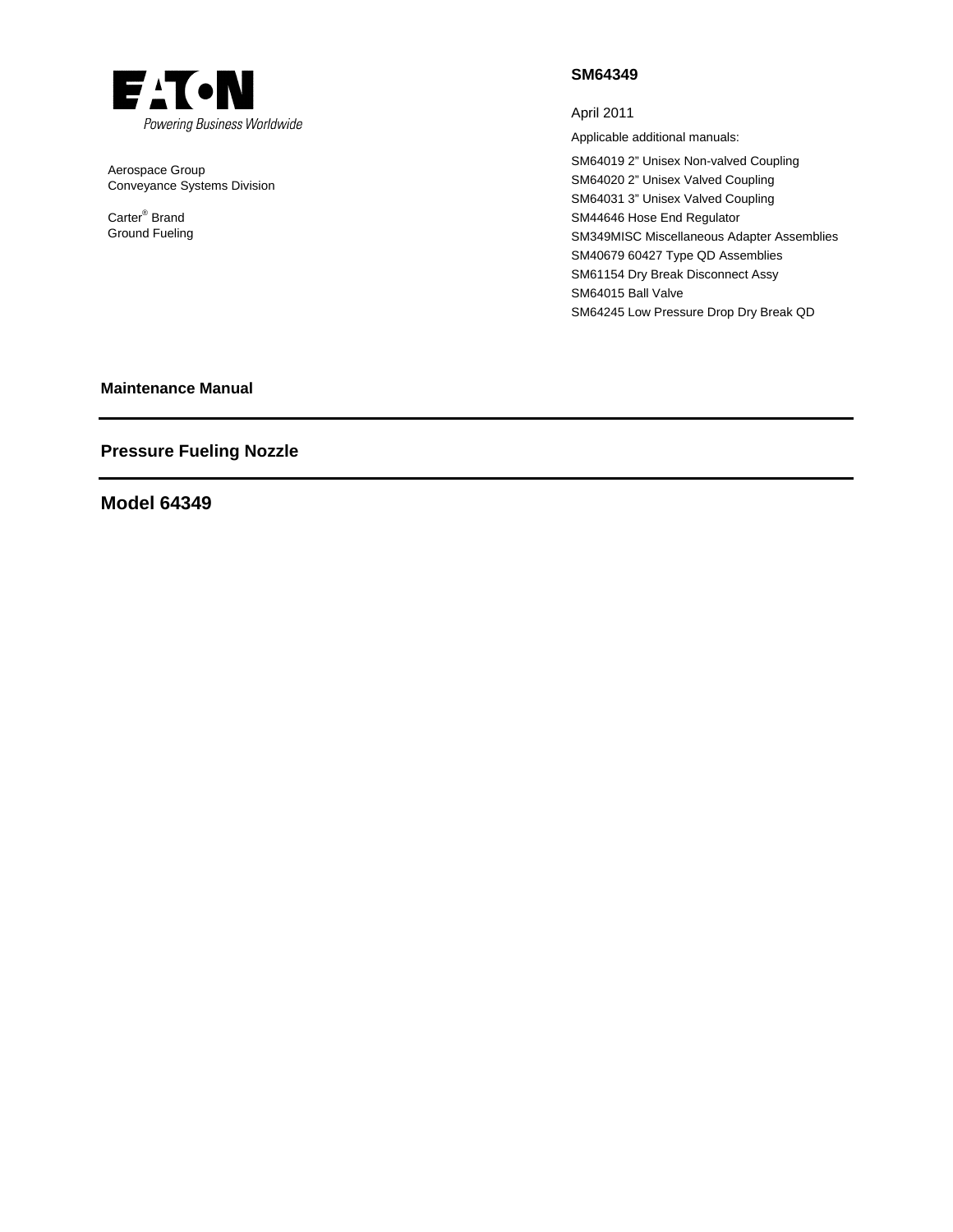EATON

Powering Business Worldwide

Aerospace Group
Conveyance Systems Division

Carter® Brand
Ground Fueling

**SM64349**

April 2011

Applicable additional manuals:

SM64019 2" Unisex Non-valved Coupling
SM64020 2" Unisex Valved Coupling
SM64031 3" Unisex Valved Coupling
SM44646 Hose End Regulator
SM349MISC Miscellaneous Adapter Assemblies
SM40679 60427 Type QD Assemblies
SM61154 Dry Break Disconnect Assy
SM64015 Ball Valve
SM64245 Low Pressure Drop Dry Break QD

**Maintenance Manual**

## Pressure Fueling Nozzle

# Model 64349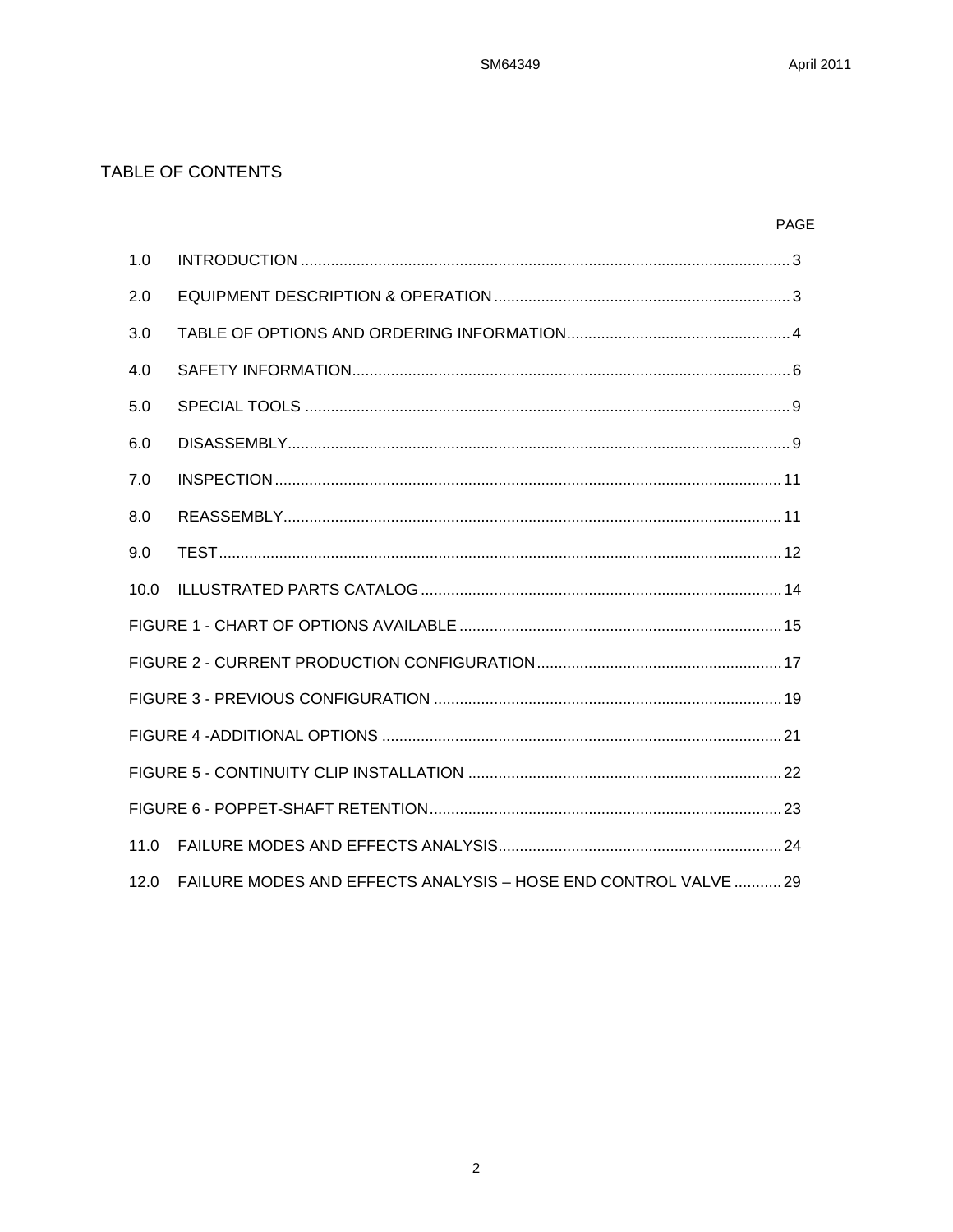# TABLE OF CONTENTS

| | | PAGE |
|---|---|---|
| 1.0 | INTRODUCTION | 3 |
| 2.0 | EQUIPMENT DESCRIPTION & OPERATION | 3 |
| 3.0 | TABLE OF OPTIONS AND ORDERING INFORMATION | 4 |
| 4.0 | SAFETY INFORMATION | 6 |
| 5.0 | SPECIAL TOOLS | 9 |
| 6.0 | DISASSEMBLY | 9 |
| 7.0 | INSPECTION | 11 |
| 8.0 | REASSEMBLY | 11 |
| 9.0 | TEST | 12 |
| 10.0 | ILLUSTRATED PARTS CATALOG | 14 |
| | FIGURE 1 - CHART OF OPTIONS AVAILABLE | 15 |
| | FIGURE 2 - CURRENT PRODUCTION CONFIGURATION | 17 |
| | FIGURE 3 - PREVIOUS CONFIGURATION | 19 |
| | FIGURE 4 -ADDITIONAL OPTIONS | 21 |
| | FIGURE 5 - CONTINUITY CLIP INSTALLATION | 22 |
| | FIGURE 6 - POPPET-SHAFT RETENTION | 23 |
| 11.0 | FAILURE MODES AND EFFECTS ANALYSIS | 24 |
| 12.0 | FAILURE MODES AND EFFECTS ANALYSIS – HOSE END CONTROL VALVE | 29 |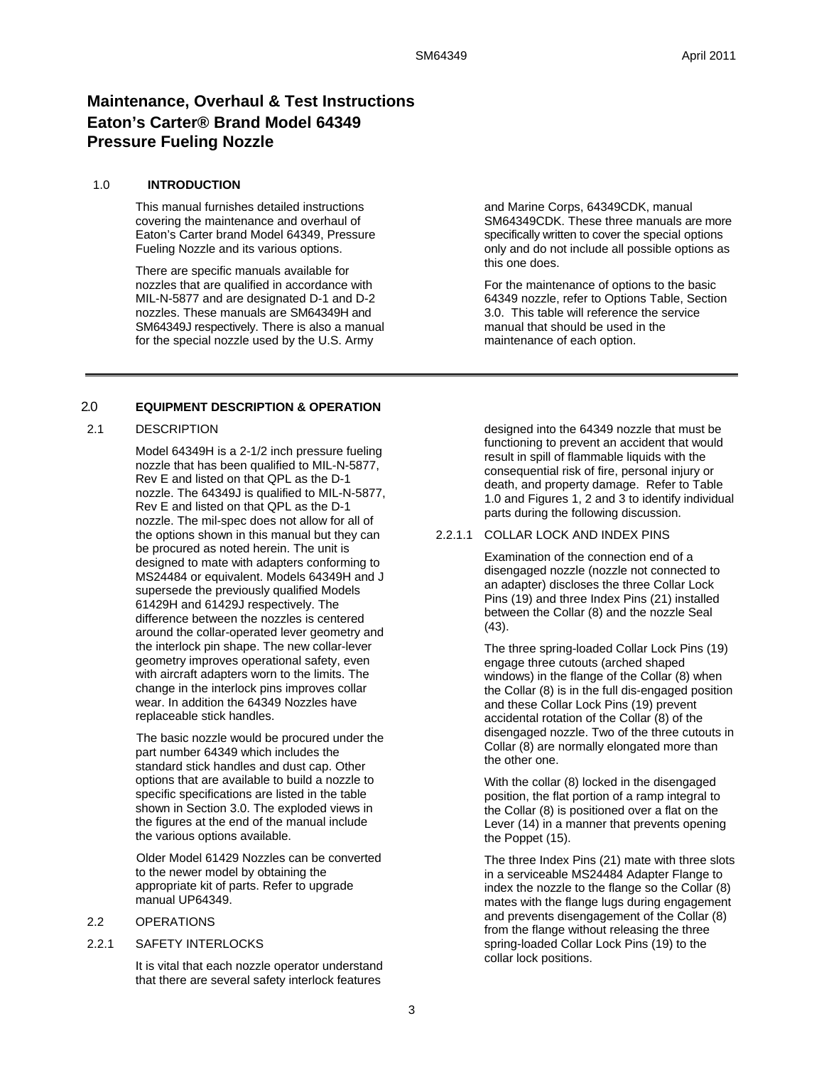# Maintenance, Overhaul & Test Instructions Eaton's Carter® Brand Model 64349 Pressure Fueling Nozzle

## 1.0 INTRODUCTION

This manual furnishes detailed instructions covering the maintenance and overhaul of Eaton's Carter brand Model 64349, Pressure Fueling Nozzle and its various options.

There are specific manuals available for nozzles that are qualified in accordance with MIL-N-5877 and are designated D-1 and D-2 nozzles. These manuals are SM64349H and SM64349J respectively. There is also a manual for the special nozzle used by the U.S. Army and Marine Corps, 64349CDK, manual SM64349CDK. These three manuals are more specifically written to cover the special options only and do not include all possible options as this one does.

For the maintenance of options to the basic 64349 nozzle, refer to Options Table, Section 3.0. This table will reference the service manual that should be used in the maintenance of each option.

## 2.0 EQUIPMENT DESCRIPTION & OPERATION

### 2.1 DESCRIPTION

Model 64349H is a 2-1/2 inch pressure fueling nozzle that has been qualified to MIL-N-5877, Rev E and listed on that QPL as the D-1 nozzle. The 64349J is qualified to MIL-N-5877, Rev E and listed on that QPL as the D-1 nozzle. The mil-spec does not allow for all of the options shown in this manual but they can be procured as noted herein. The unit is designed to mate with adapters conforming to MS24484 or equivalent. Models 64349H and J supersede the previously qualified Models 61429H and 61429J respectively. The difference between the nozzles is centered around the collar-operated lever geometry and the interlock pin shape. The new collar-lever geometry improves operational safety, even with aircraft adapters worn to the limits. The change in the interlock pins improves collar wear. In addition the 64349 Nozzles have replaceable stick handles.

The basic nozzle would be procured under the part number 64349 which includes the standard stick handles and dust cap. Other options that are available to build a nozzle to specific specifications are listed in the table shown in Section 3.0. The exploded views in the figures at the end of the manual include the various options available.

Older Model 61429 Nozzles can be converted to the newer model by obtaining the appropriate kit of parts. Refer to upgrade manual UP64349.

### 2.2 OPERATIONS

#### 2.2.1 SAFETY INTERLOCKS

It is vital that each nozzle operator understand that there are several safety interlock features designed into the 64349 nozzle that must be functioning to prevent an accident that would result in spill of flammable liquids with the consequential risk of fire, personal injury or death, and property damage. Refer to Table 1.0 and Figures 1, 2 and 3 to identify individual parts during the following discussion.

##### 2.2.1.1 COLLAR LOCK AND INDEX PINS

Examination of the connection end of a disengaged nozzle (nozzle not connected to an adapter) discloses the three Collar Lock Pins (19) and three Index Pins (21) installed between the Collar (8) and the nozzle Seal (43).

The three spring-loaded Collar Lock Pins (19) engage three cutouts (arched shaped windows) in the flange of the Collar (8) when the Collar (8) is in the full dis-engaged position and these Collar Lock Pins (19) prevent accidental rotation of the Collar (8) of the disengaged nozzle. Two of the three cutouts in Collar (8) are normally elongated more than the other one.

With the collar (8) locked in the disengaged position, the flat portion of a ramp integral to the Collar (8) is positioned over a flat on the Lever (14) in a manner that prevents opening the Poppet (15).

The three Index Pins (21) mate with three slots in a serviceable MS24484 Adapter Flange to index the nozzle to the flange so the Collar (8) mates with the flange lugs during engagement and prevents disengagement of the Collar (8) from the flange without releasing the three spring-loaded Collar Lock Pins (19) to the collar lock positions.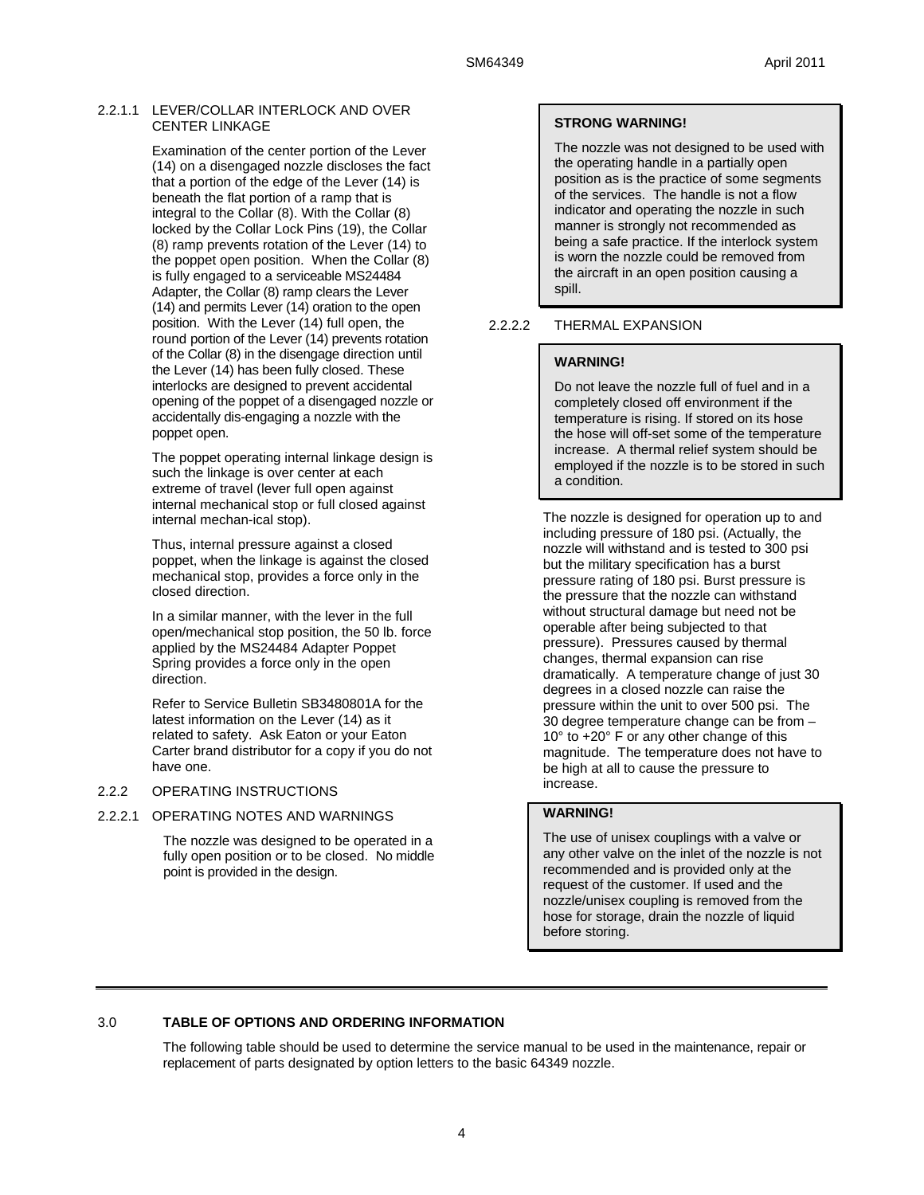### 2.2.1.1 LEVER/COLLAR INTERLOCK AND OVER CENTER LINKAGE

Examination of the center portion of the Lever (14) on a disengaged nozzle discloses the fact that a portion of the edge of the Lever (14) is beneath the flat portion of a ramp that is integral to the Collar (8). With the Collar (8) locked by the Collar Lock Pins (19), the Collar (8) ramp prevents rotation of the Lever (14) to the poppet open position. When the Collar (8) is fully engaged to a serviceable MS24484 Adapter, the Collar (8) ramp clears the Lever (14) and permits Lever (14) oration to the open position. With the Lever (14) full open, the round portion of the Lever (14) prevents rotation of the Collar (8) in the disengage direction until the Lever (14) has been fully closed. These interlocks are designed to prevent accidental opening of the poppet of a disengaged nozzle or accidentally dis-engaging a nozzle with the poppet open.

The poppet operating internal linkage design is such the linkage is over center at each extreme of travel (lever full open against internal mechanical stop or full closed against internal mechan-ical stop).

Thus, internal pressure against a closed poppet, when the linkage is against the closed mechanical stop, provides a force only in the closed direction.

In a similar manner, with the lever in the full open/mechanical stop position, the 50 lb. force applied by the MS24484 Adapter Poppet Spring provides a force only in the open direction.

Refer to Service Bulletin SB3480801A for the latest information on the Lever (14) as it related to safety. Ask Eaton or your Eaton Carter brand distributor for a copy if you do not have one.

### 2.2.2 OPERATING INSTRUCTIONS

#### 2.2.2.1 OPERATING NOTES AND WARNINGS

The nozzle was designed to be operated in a fully open position or to be closed. No middle point is provided in the design.

> **STRONG WARNING!**
>
> The nozzle was not designed to be used with the operating handle in a partially open position as is the practice of some segments of the services. The handle is not a flow indicator and operating the nozzle in such manner is strongly not recommended as being a safe practice. If the interlock system is worn the nozzle could be removed from the aircraft in an open position causing a spill.

#### 2.2.2.2 THERMAL EXPANSION

> **WARNING!**
>
> Do not leave the nozzle full of fuel and in a completely closed off environment if the temperature is rising. If stored on its hose the hose will off-set some of the temperature increase. A thermal relief system should be employed if the nozzle is to be stored in such a condition.

The nozzle is designed for operation up to and including pressure of 180 psi. (Actually, the nozzle will withstand and is tested to 300 psi but the military specification has a burst pressure rating of 180 psi. Burst pressure is the pressure that the nozzle can withstand without structural damage but need not be operable after being subjected to that pressure). Pressures caused by thermal changes, thermal expansion can rise dramatically. A temperature change of just 30 degrees in a closed nozzle can raise the pressure within the unit to over 500 psi. The 30 degree temperature change can be from –10° to +20° F or any other change of this magnitude. The temperature does not have to be high at all to cause the pressure to increase.

> **WARNING!**
>
> The use of unisex couplings with a valve or any other valve on the inlet of the nozzle is not recommended and is provided only at the request of the customer. If used and the nozzle/unisex coupling is removed from the hose for storage, drain the nozzle of liquid before storing.

## 3.0 TABLE OF OPTIONS AND ORDERING INFORMATION

The following table should be used to determine the service manual to be used in the maintenance, repair or replacement of parts designated by option letters to the basic 64349 nozzle.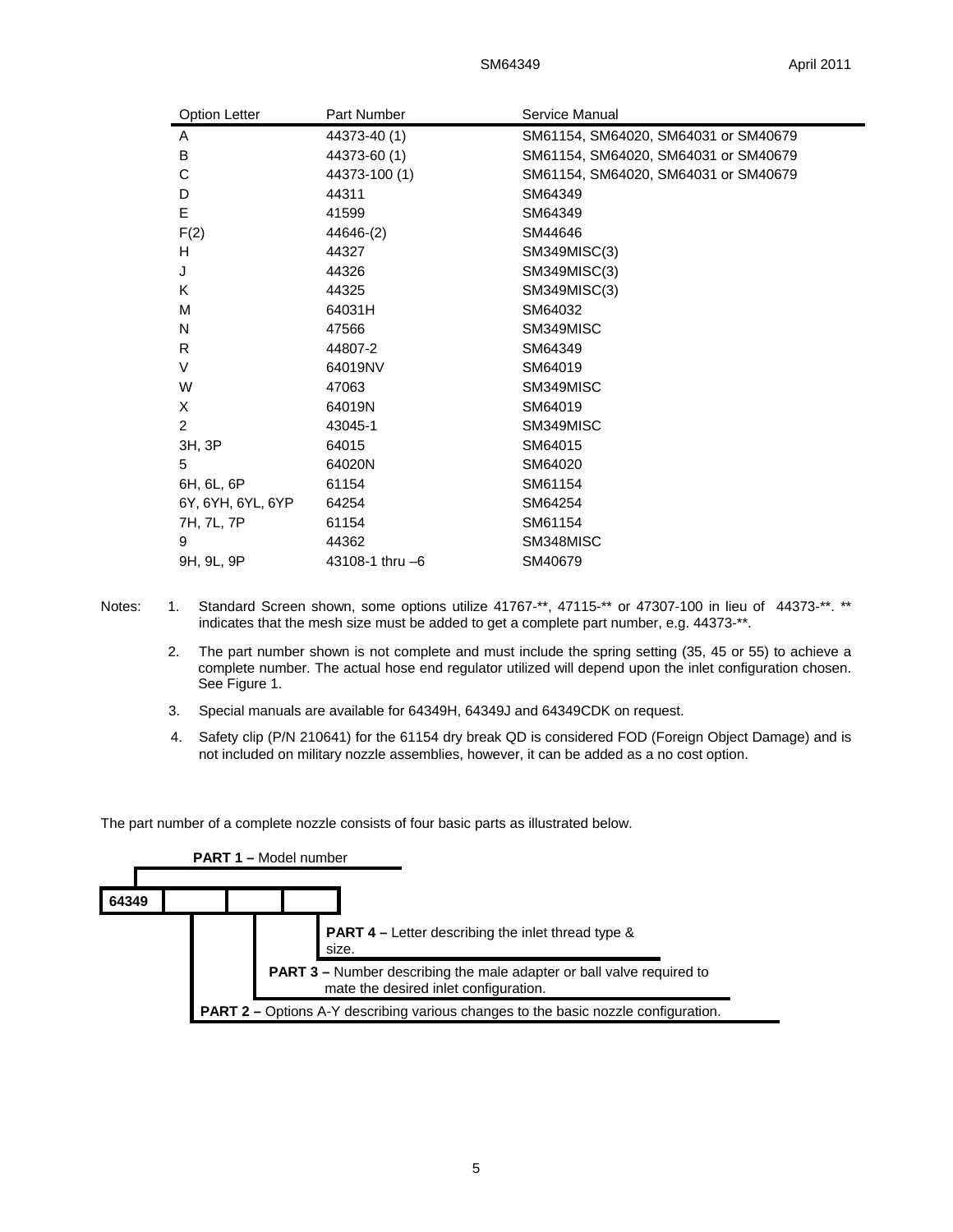| Option Letter | Part Number | Service Manual |
|---|---|---|
| A | 44373-40 (1) | SM61154, SM64020, SM64031 or SM40679 |
| B | 44373-60 (1) | SM61154, SM64020, SM64031 or SM40679 |
| C | 44373-100 (1) | SM61154, SM64020, SM64031 or SM40679 |
| D | 44311 | SM64349 |
| E | 41599 | SM64349 |
| F(2) | 44646-(2) | SM44646 |
| H | 44327 | SM349MISC(3) |
| J | 44326 | SM349MISC(3) |
| K | 44325 | SM349MISC(3) |
| M | 64031H | SM64032 |
| N | 47566 | SM349MISC |
| R | 44807-2 | SM64349 |
| V | 64019NV | SM64019 |
| W | 47063 | SM349MISC |
| X | 64019N | SM64019 |
| 2 | 43045-1 | SM349MISC |
| 3H, 3P | 64015 | SM64015 |
| 5 | 64020N | SM64020 |
| 6H, 6L, 6P | 61154 | SM61154 |
| 6Y, 6YH, 6YL, 6YP | 64254 | SM64254 |
| 7H, 7L, 7P | 61154 | SM61154 |
| 9 | 44362 | SM348MISC |
| 9H, 9L, 9P | 43108-1 thru –6 | SM40679 |

Notes:

1. Standard Screen shown, some options utilize 41767-**, 47115-** or 47307-100 in lieu of 44373-**. ** indicates that the mesh size must be added to get a complete part number, e.g. 44373-**.
2. The part number shown is not complete and must include the spring setting (35, 45 or 55) to achieve a complete number. The actual hose end regulator utilized will depend upon the inlet configuration chosen. See Figure 1.
3. Special manuals are available for 64349H, 64349J and 64349CDK on request.
4. Safety clip (P/N 210641) for the 61154 dry break QD is considered FOD (Foreign Object Damage) and is not included on military nozzle assemblies, however, it can be added as a no cost option.

The part number of a complete nozzle consists of four basic parts as illustrated below.

| 64349 | | | |
|---|---|---|---|

**PART 1 –** Model number

**PART 2 –** Options A-Y describing various changes to the basic nozzle configuration.

**PART 3 –** Number describing the male adapter or ball valve required to mate the desired inlet configuration.

**PART 4 –** Letter describing the inlet thread type & size.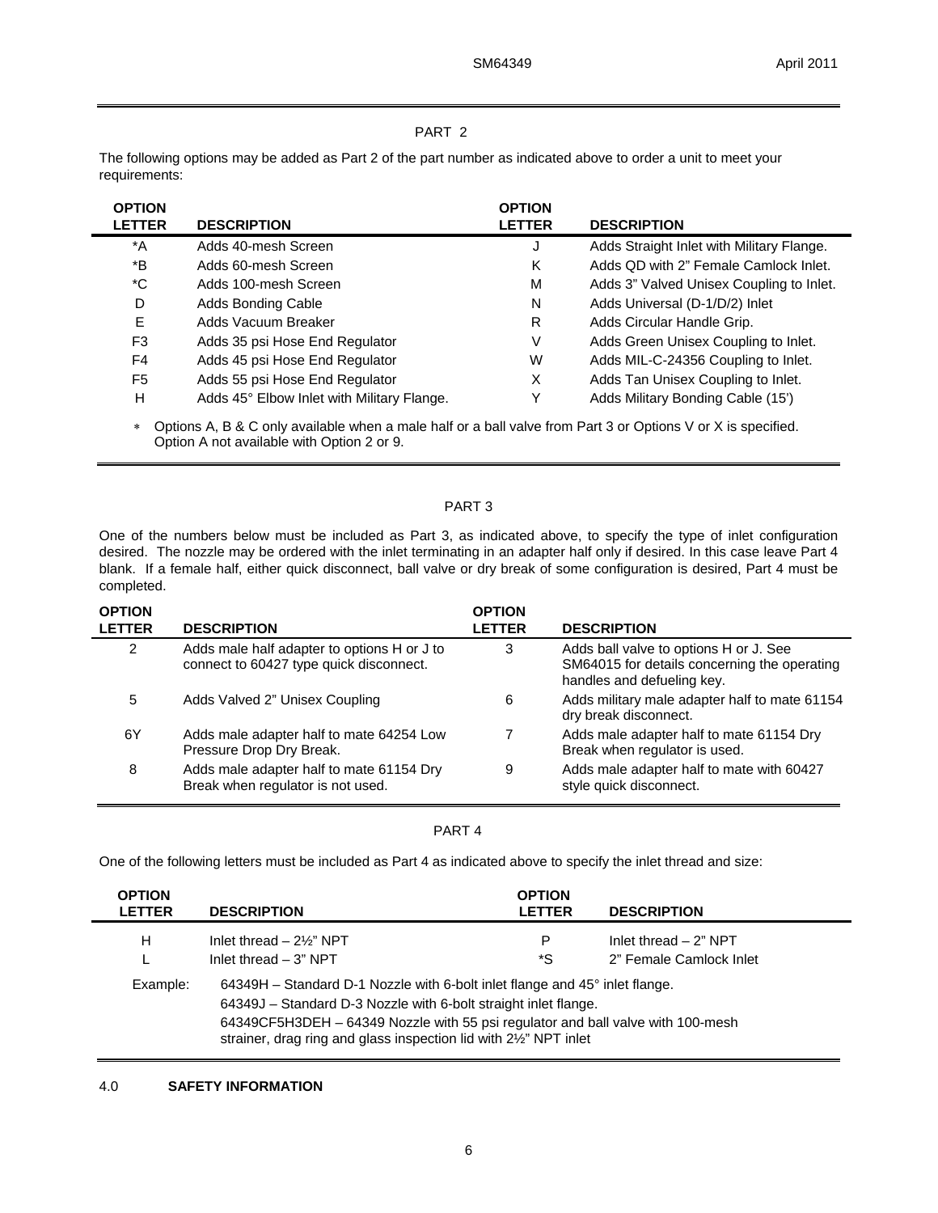PART 2

The following options may be added as Part 2 of the part number as indicated above to order a unit to meet your requirements:

| OPTION LETTER | DESCRIPTION | OPTION LETTER | DESCRIPTION |
|---|---|---|---|
| *A | Adds 40-mesh Screen | J | Adds Straight Inlet with Military Flange. |
| *B | Adds 60-mesh Screen | K | Adds QD with 2" Female Camlock Inlet. |
| *C | Adds 100-mesh Screen | M | Adds 3" Valved Unisex Coupling to Inlet. |
| D | Adds Bonding Cable | N | Adds Universal (D-1/D/2) Inlet |
| E | Adds Vacuum Breaker | R | Adds Circular Handle Grip. |
| F3 | Adds 35 psi Hose End Regulator | V | Adds Green Unisex Coupling to Inlet. |
| F4 | Adds 45 psi Hose End Regulator | W | Adds MIL-C-24356 Coupling to Inlet. |
| F5 | Adds 55 psi Hose End Regulator | X | Adds Tan Unisex Coupling to Inlet. |
| H | Adds 45° Elbow Inlet with Military Flange. | Y | Adds Military Bonding Cable (15') |

* Options A, B & C only available when a male half or a ball valve from Part 3 or Options V or X is specified. Option A not available with Option 2 or 9.

PART 3

One of the numbers below must be included as Part 3, as indicated above, to specify the type of inlet configuration desired. The nozzle may be ordered with the inlet terminating in an adapter half only if desired. In this case leave Part 4 blank. If a female half, either quick disconnect, ball valve or dry break of some configuration is desired, Part 4 must be completed.

| OPTION LETTER | DESCRIPTION | OPTION LETTER | DESCRIPTION |
|---|---|---|---|
| 2 | Adds male half adapter to options H or J to connect to 60427 type quick disconnect. | 3 | Adds ball valve to options H or J. See SM64015 for details concerning the operating handles and defueling key. |
| 5 | Adds Valved 2" Unisex Coupling | 6 | Adds military male adapter half to mate 61154 dry break disconnect. |
| 6Y | Adds male adapter half to mate 64254 Low Pressure Drop Dry Break. | 7 | Adds male adapter half to mate 61154 Dry Break when regulator is used. |
| 8 | Adds male adapter half to mate 61154 Dry Break when regulator is not used. | 9 | Adds male adapter half to mate with 60427 style quick disconnect. |

PART 4

One of the following letters must be included as Part 4 as indicated above to specify the inlet thread and size:

| OPTION LETTER | DESCRIPTION | OPTION LETTER | DESCRIPTION |
|---|---|---|---|
| H | Inlet thread – 2½" NPT | P | Inlet thread – 2" NPT |
| L | Inlet thread – 3" NPT | *S | 2" Female Camlock Inlet |

Example:
64349H – Standard D-1 Nozzle with 6-bolt inlet flange and 45° inlet flange.
64349J – Standard D-3 Nozzle with 6-bolt straight inlet flange.
64349CF5H3DEH – 64349 Nozzle with 55 psi regulator and ball valve with 100-mesh strainer, drag ring and glass inspection lid with 2½" NPT inlet

## 4.0 SAFETY INFORMATION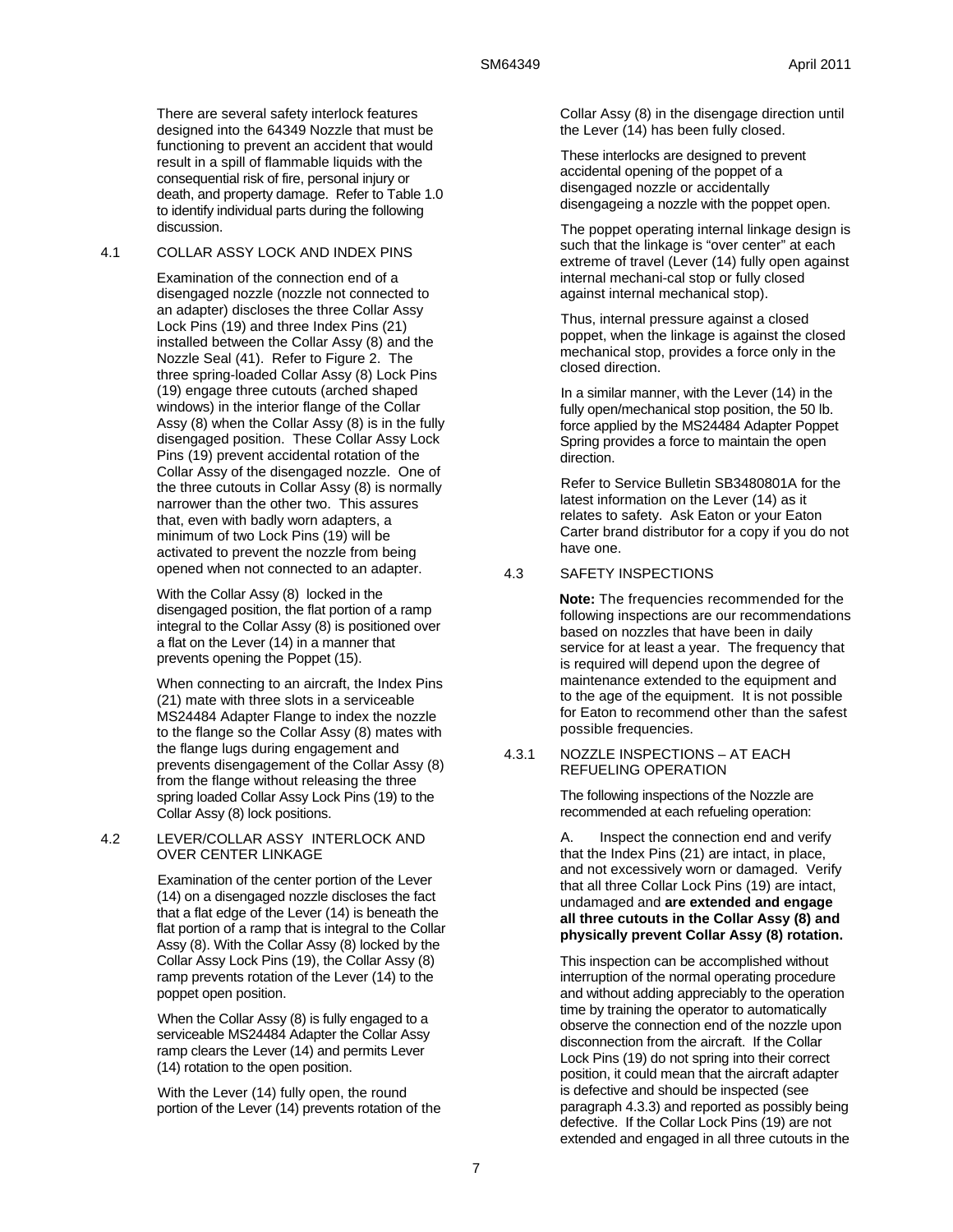There are several safety interlock features designed into the 64349 Nozzle that must be functioning to prevent an accident that would result in a spill of flammable liquids with the consequential risk of fire, personal injury or death, and property damage. Refer to Table 1.0 to identify individual parts during the following discussion.

## 4.1 COLLAR ASSY LOCK AND INDEX PINS

Examination of the connection end of a disengaged nozzle (nozzle not connected to an adapter) discloses the three Collar Assy Lock Pins (19) and three Index Pins (21) installed between the Collar Assy (8) and the Nozzle Seal (41). Refer to Figure 2. The three spring-loaded Collar Assy (8) Lock Pins (19) engage three cutouts (arched shaped windows) in the interior flange of the Collar Assy (8) when the Collar Assy (8) is in the fully disengaged position. These Collar Assy Lock Pins (19) prevent accidental rotation of the Collar Assy of the disengaged nozzle. One of the three cutouts in Collar Assy (8) is normally narrower than the other two. This assures that, even with badly worn adapters, a minimum of two Lock Pins (19) will be activated to prevent the nozzle from being opened when not connected to an adapter.

With the Collar Assy (8) locked in the disengaged position, the flat portion of a ramp integral to the Collar Assy (8) is positioned over a flat on the Lever (14) in a manner that prevents opening the Poppet (15).

When connecting to an aircraft, the Index Pins (21) mate with three slots in a serviceable MS24484 Adapter Flange to index the nozzle to the flange so the Collar Assy (8) mates with the flange lugs during engagement and prevents disengagement of the Collar Assy (8) from the flange without releasing the three spring loaded Collar Assy Lock Pins (19) to the Collar Assy (8) lock positions.

## 4.2 LEVER/COLLAR ASSY INTERLOCK AND OVER CENTER LINKAGE

Examination of the center portion of the Lever (14) on a disengaged nozzle discloses the fact that a flat edge of the Lever (14) is beneath the flat portion of a ramp that is integral to the Collar Assy (8). With the Collar Assy (8) locked by the Collar Assy Lock Pins (19), the Collar Assy (8) ramp prevents rotation of the Lever (14) to the poppet open position.

When the Collar Assy (8) is fully engaged to a serviceable MS24484 Adapter the Collar Assy ramp clears the Lever (14) and permits Lever (14) rotation to the open position.

With the Lever (14) fully open, the round portion of the Lever (14) prevents rotation of the Collar Assy (8) in the disengage direction until the Lever (14) has been fully closed.

These interlocks are designed to prevent accidental opening of the poppet of a disengaged nozzle or accidentally disengageing a nozzle with the poppet open.

The poppet operating internal linkage design is such that the linkage is "over center" at each extreme of travel (Lever (14) fully open against internal mechani-cal stop or fully closed against internal mechanical stop).

Thus, internal pressure against a closed poppet, when the linkage is against the closed mechanical stop, provides a force only in the closed direction.

In a similar manner, with the Lever (14) in the fully open/mechanical stop position, the 50 lb. force applied by the MS24484 Adapter Poppet Spring provides a force to maintain the open direction.

Refer to Service Bulletin SB3480801A for the latest information on the Lever (14) as it relates to safety. Ask Eaton or your Eaton Carter brand distributor for a copy if you do not have one.

## 4.3 SAFETY INSPECTIONS

**Note:** The frequencies recommended for the following inspections are our recommendations based on nozzles that have been in daily service for at least a year. The frequency that is required will depend upon the degree of maintenance extended to the equipment and to the age of the equipment. It is not possible for Eaton to recommend other than the safest possible frequencies.

### 4.3.1 NOZZLE INSPECTIONS – AT EACH REFUELING OPERATION

The following inspections of the Nozzle are recommended at each refueling operation:

A. Inspect the connection end and verify that the Index Pins (21) are intact, in place, and not excessively worn or damaged. Verify that all three Collar Lock Pins (19) are intact, undamaged and **are extended and engage all three cutouts in the Collar Assy (8) and physically prevent Collar Assy (8) rotation.**

This inspection can be accomplished without interruption of the normal operating procedure and without adding appreciably to the operation time by training the operator to automatically observe the connection end of the nozzle upon disconnection from the aircraft. If the Collar Lock Pins (19) do not spring into their correct position, it could mean that the aircraft adapter is defective and should be inspected (see paragraph 4.3.3) and reported as possibly being defective. If the Collar Lock Pins (19) are not extended and engaged in all three cutouts in the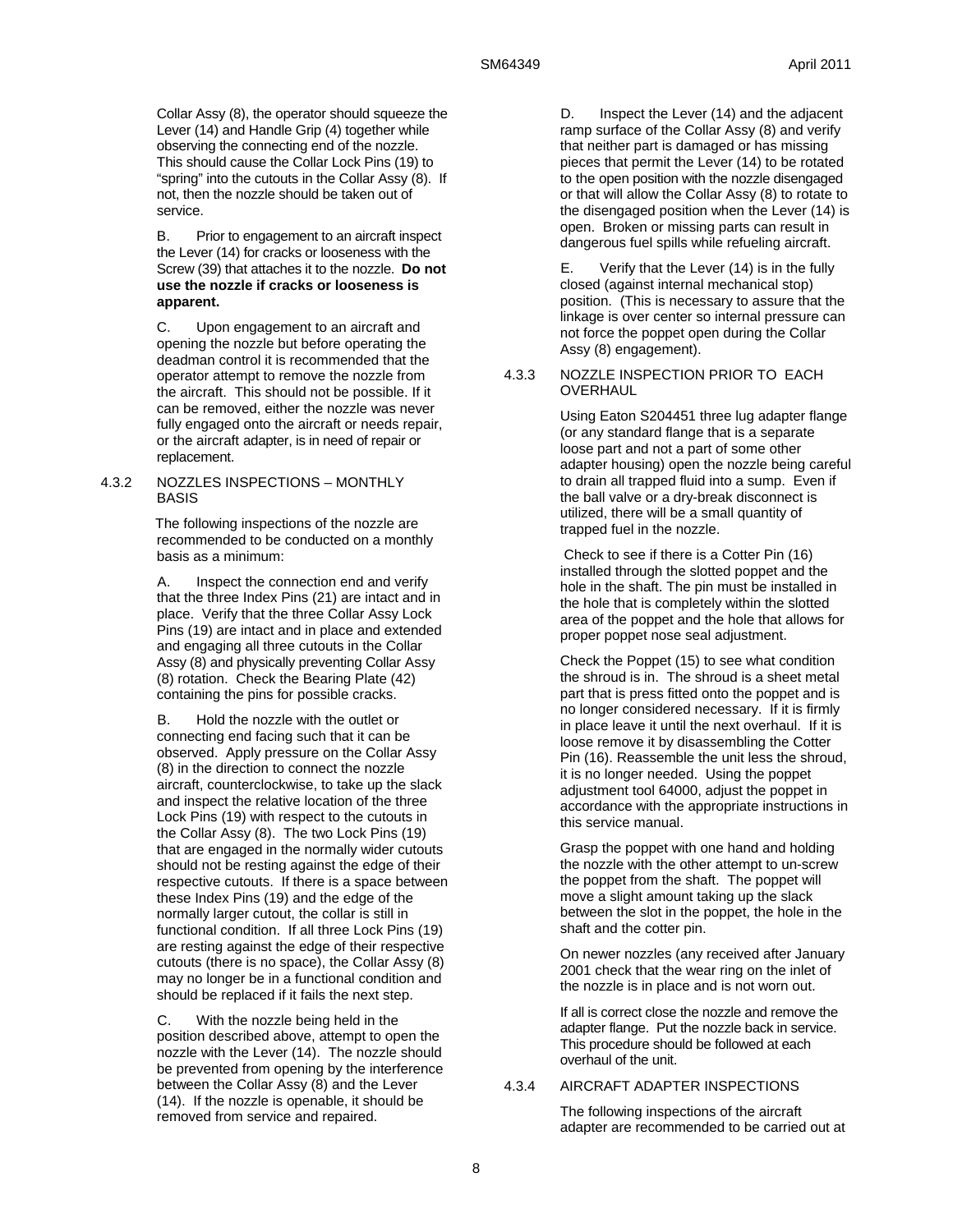Collar Assy (8), the operator should squeeze the Lever (14) and Handle Grip (4) together while observing the connecting end of the nozzle. This should cause the Collar Lock Pins (19) to "spring" into the cutouts in the Collar Assy (8). If not, then the nozzle should be taken out of service.

B. Prior to engagement to an aircraft inspect the Lever (14) for cracks or looseness with the Screw (39) that attaches it to the nozzle. **Do not use the nozzle if cracks or looseness is apparent.**

C. Upon engagement to an aircraft and opening the nozzle but before operating the deadman control it is recommended that the operator attempt to remove the nozzle from the aircraft. This should not be possible. If it can be removed, either the nozzle was never fully engaged onto the aircraft or needs repair, or the aircraft adapter, is in need of repair or replacement.

### 4.3.2 NOZZLES INSPECTIONS – MONTHLY BASIS

The following inspections of the nozzle are recommended to be conducted on a monthly basis as a minimum:

A. Inspect the connection end and verify that the three Index Pins (21) are intact and in place. Verify that the three Collar Assy Lock Pins (19) are intact and in place and extended and engaging all three cutouts in the Collar Assy (8) and physically preventing Collar Assy (8) rotation. Check the Bearing Plate (42) containing the pins for possible cracks.

B. Hold the nozzle with the outlet or connecting end facing such that it can be observed. Apply pressure on the Collar Assy (8) in the direction to connect the nozzle aircraft, counterclockwise, to take up the slack and inspect the relative location of the three Lock Pins (19) with respect to the cutouts in the Collar Assy (8). The two Lock Pins (19) that are engaged in the normally wider cutouts should not be resting against the edge of their respective cutouts. If there is a space between these Index Pins (19) and the edge of the normally larger cutout, the collar is still in functional condition. If all three Lock Pins (19) are resting against the edge of their respective cutouts (there is no space), the Collar Assy (8) may no longer be in a functional condition and should be replaced if it fails the next step.

C. With the nozzle being held in the position described above, attempt to open the nozzle with the Lever (14). The nozzle should be prevented from opening by the interference between the Collar Assy (8) and the Lever (14). If the nozzle is openable, it should be removed from service and repaired.

D. Inspect the Lever (14) and the adjacent ramp surface of the Collar Assy (8) and verify that neither part is damaged or has missing pieces that permit the Lever (14) to be rotated to the open position with the nozzle disengaged or that will allow the Collar Assy (8) to rotate to the disengaged position when the Lever (14) is open. Broken or missing parts can result in dangerous fuel spills while refueling aircraft.

E. Verify that the Lever (14) is in the fully closed (against internal mechanical stop) position. (This is necessary to assure that the linkage is over center so internal pressure can not force the poppet open during the Collar Assy (8) engagement).

### 4.3.3 NOZZLE INSPECTION PRIOR TO EACH OVERHAUL

Using Eaton S204451 three lug adapter flange (or any standard flange that is a separate loose part and not a part of some other adapter housing) open the nozzle being careful to drain all trapped fluid into a sump. Even if the ball valve or a dry-break disconnect is utilized, there will be a small quantity of trapped fuel in the nozzle.

Check to see if there is a Cotter Pin (16) installed through the slotted poppet and the hole in the shaft. The pin must be installed in the hole that is completely within the slotted area of the poppet and the hole that allows for proper poppet nose seal adjustment.

Check the Poppet (15) to see what condition the shroud is in. The shroud is a sheet metal part that is press fitted onto the poppet and is no longer considered necessary. If it is firmly in place leave it until the next overhaul. If it is loose remove it by disassembling the Cotter Pin (16). Reassemble the unit less the shroud, it is no longer needed. Using the poppet adjustment tool 64000, adjust the poppet in accordance with the appropriate instructions in this service manual.

Grasp the poppet with one hand and holding the nozzle with the other attempt to un-screw the poppet from the shaft. The poppet will move a slight amount taking up the slack between the slot in the poppet, the hole in the shaft and the cotter pin.

On newer nozzles (any received after January 2001 check that the wear ring on the inlet of the nozzle is in place and is not worn out.

If all is correct close the nozzle and remove the adapter flange. Put the nozzle back in service. This procedure should be followed at each overhaul of the unit.

### 4.3.4 AIRCRAFT ADAPTER INSPECTIONS

The following inspections of the aircraft adapter are recommended to be carried out at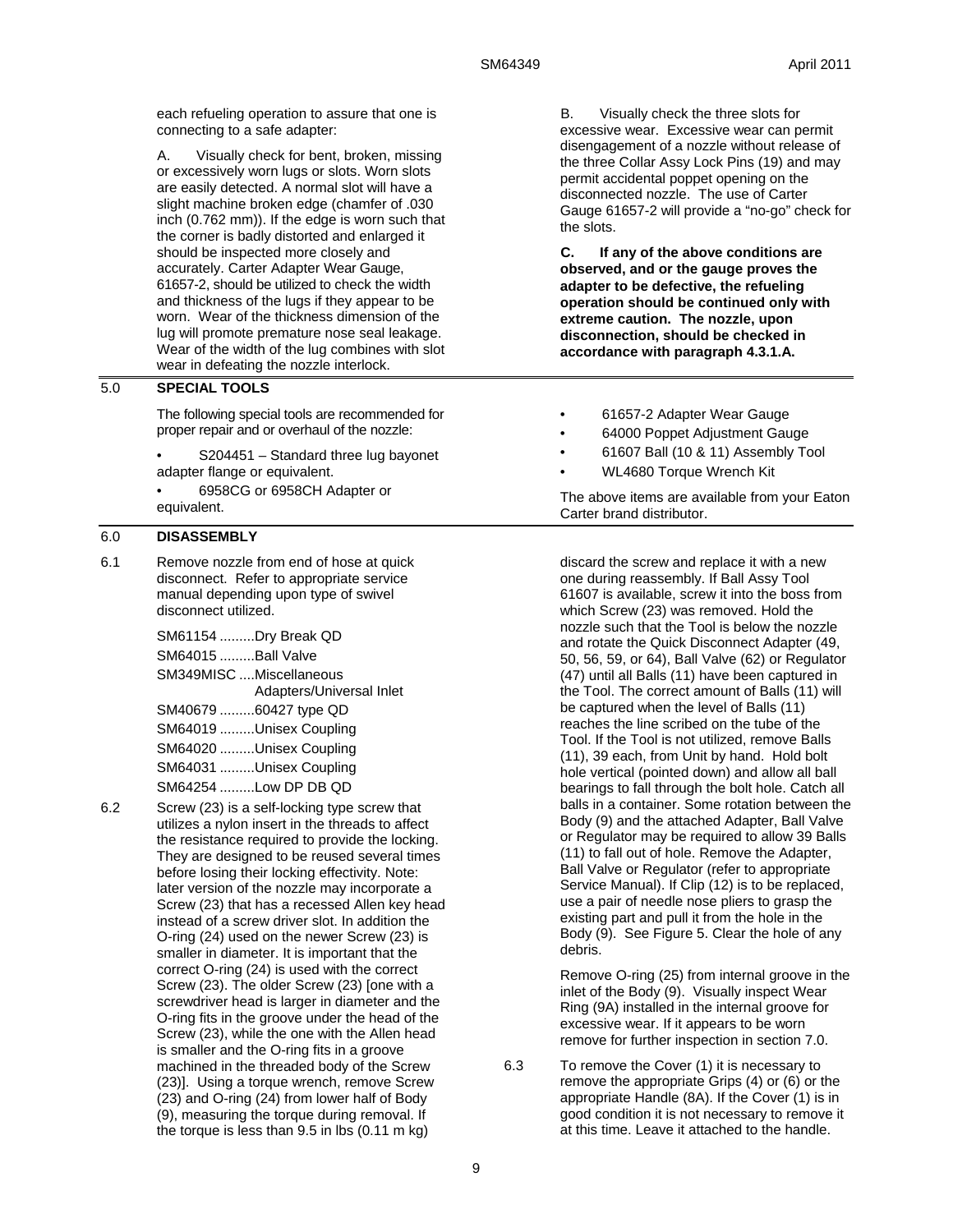each refueling operation to assure that one is connecting to a safe adapter:

A. Visually check for bent, broken, missing or excessively worn lugs or slots. Worn slots are easily detected. A normal slot will have a slight machine broken edge (chamfer of .030 inch (0.762 mm)). If the edge is worn such that the corner is badly distorted and enlarged it should be inspected more closely and accurately. Carter Adapter Wear Gauge, 61657-2, should be utilized to check the width and thickness of the lugs if they appear to be worn. Wear of the thickness dimension of the lug will promote premature nose seal leakage. Wear of the width of the lug combines with slot wear in defeating the nozzle interlock.

B. Visually check the three slots for excessive wear. Excessive wear can permit disengagement of a nozzle without release of the three Collar Assy Lock Pins (19) and may permit accidental poppet opening on the disconnected nozzle. The use of Carter Gauge 61657-2 will provide a "no-go" check for the slots.

**C. If any of the above conditions are observed, and or the gauge proves the adapter to be defective, the refueling operation should be continued only with extreme caution. The nozzle, upon disconnection, should be checked in accordance with paragraph 4.3.1.A.**

## 5.0 SPECIAL TOOLS

The following special tools are recommended for proper repair and or overhaul of the nozzle:

- S204451 – Standard three lug bayonet adapter flange or equivalent.
- 6958CG or 6958CH Adapter or equivalent.
- 61657-2 Adapter Wear Gauge
- 64000 Poppet Adjustment Gauge
- 61607 Ball (10 & 11) Assembly Tool
- WL4680 Torque Wrench Kit

The above items are available from your Eaton Carter brand distributor.

## 6.0 DISASSEMBLY

6.1 Remove nozzle from end of hose at quick disconnect. Refer to appropriate service manual depending upon type of swivel disconnect utilized.

SM61154 .........Dry Break QD
SM64015 .........Ball Valve
SM349MISC ....Miscellaneous Adapters/Universal Inlet
SM40679 .........60427 type QD
SM64019 .........Unisex Coupling
SM64020 .........Unisex Coupling
SM64031 .........Unisex Coupling
SM64254 .........Low DP DB QD

6.2 Screw (23) is a self-locking type screw that utilizes a nylon insert in the threads to affect the resistance required to provide the locking. They are designed to be reused several times before losing their locking effectivity. Note: later version of the nozzle may incorporate a Screw (23) that has a recessed Allen key head instead of a screw driver slot. In addition the O-ring (24) used on the newer Screw (23) is smaller in diameter. It is important that the correct O-ring (24) is used with the correct Screw (23). The older Screw (23) [one with a screwdriver head is larger in diameter and the O-ring fits in the groove under the head of the Screw (23), while the one with the Allen head is smaller and the O-ring fits in a groove machined in the threaded body of the Screw (23)]. Using a torque wrench, remove Screw (23) and O-ring (24) from lower half of Body (9), measuring the torque during removal. If the torque is less than 9.5 in lbs (0.11 m kg) discard the screw and replace it with a new one during reassembly. If Ball Assy Tool 61607 is available, screw it into the boss from which Screw (23) was removed. Hold the nozzle such that the Tool is below the nozzle and rotate the Quick Disconnect Adapter (49, 50, 56, 59, or 64), Ball Valve (62) or Regulator (47) until all Balls (11) have been captured in the Tool. The correct amount of Balls (11) will be captured when the level of Balls (11) reaches the line scribed on the tube of the Tool. If the Tool is not utilized, remove Balls (11), 39 each, from Unit by hand. Hold bolt hole vertical (pointed down) and allow all ball bearings to fall through the bolt hole. Catch all balls in a container. Some rotation between the Body (9) and the attached Adapter, Ball Valve or Regulator may be required to allow 39 Balls (11) to fall out of hole. Remove the Adapter, Ball Valve or Regulator (refer to appropriate Service Manual). If Clip (12) is to be replaced, use a pair of needle nose pliers to grasp the existing part and pull it from the hole in the Body (9). See Figure 5. Clear the hole of any debris.

Remove O-ring (25) from internal groove in the inlet of the Body (9). Visually inspect Wear Ring (9A) installed in the internal groove for excessive wear. If it appears to be worn remove for further inspection in section 7.0.

6.3 To remove the Cover (1) it is necessary to remove the appropriate Grips (4) or (6) or the appropriate Handle (8A). If the Cover (1) is in good condition it is not necessary to remove it at this time. Leave it attached to the handle.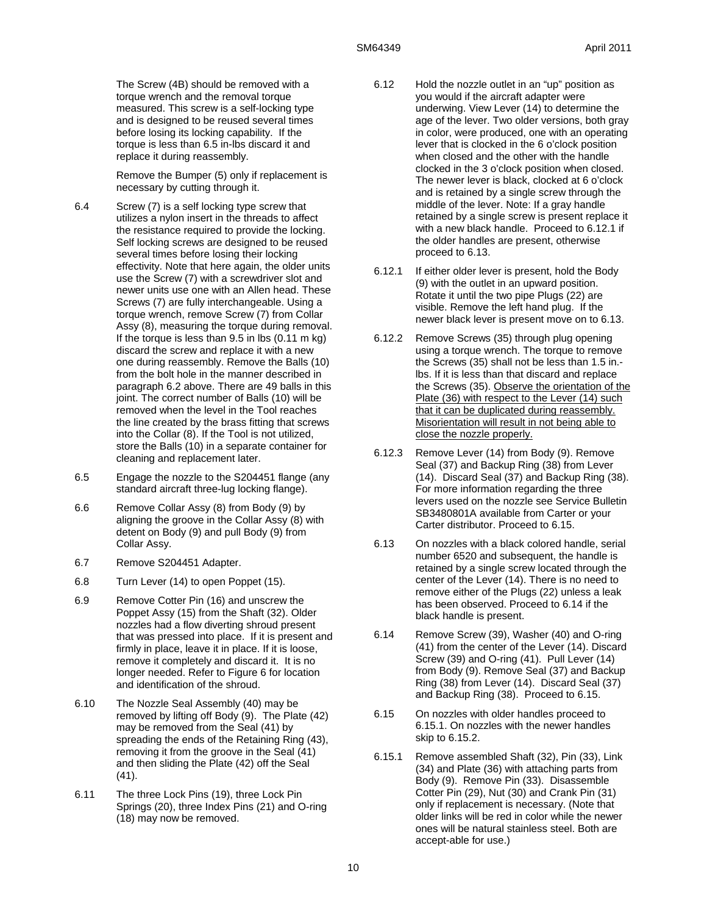The Screw (4B) should be removed with a torque wrench and the removal torque measured. This screw is a self-locking type and is designed to be reused several times before losing its locking capability. If the torque is less than 6.5 in-lbs discard it and replace it during reassembly.

Remove the Bumper (5) only if replacement is necessary by cutting through it.

6.4 Screw (7) is a self locking type screw that utilizes a nylon insert in the threads to affect the resistance required to provide the locking. Self locking screws are designed to be reused several times before losing their locking effectivity. Note that here again, the older units use the Screw (7) with a screwdriver slot and newer units use one with an Allen head. These Screws (7) are fully interchangeable. Using a torque wrench, remove Screw (7) from Collar Assy (8), measuring the torque during removal. If the torque is less than 9.5 in lbs (0.11 m kg) discard the screw and replace it with a new one during reassembly. Remove the Balls (10) from the bolt hole in the manner described in paragraph 6.2 above. There are 49 balls in this joint. The correct number of Balls (10) will be removed when the level in the Tool reaches the line created by the brass fitting that screws into the Collar (8). If the Tool is not utilized, store the Balls (10) in a separate container for cleaning and replacement later.

6.5 Engage the nozzle to the S204451 flange (any standard aircraft three-lug locking flange).

6.6 Remove Collar Assy (8) from Body (9) by aligning the groove in the Collar Assy (8) with detent on Body (9) and pull Body (9) from Collar Assy.

6.7 Remove S204451 Adapter.

6.8 Turn Lever (14) to open Poppet (15).

6.9 Remove Cotter Pin (16) and unscrew the Poppet Assy (15) from the Shaft (32). Older nozzles had a flow diverting shroud present that was pressed into place. If it is present and firmly in place, leave it in place. If it is loose, remove it completely and discard it. It is no longer needed. Refer to Figure 6 for location and identification of the shroud.

6.10 The Nozzle Seal Assembly (40) may be removed by lifting off Body (9). The Plate (42) may be removed from the Seal (41) by spreading the ends of the Retaining Ring (43), removing it from the groove in the Seal (41) and then sliding the Plate (42) off the Seal (41).

6.11 The three Lock Pins (19), three Lock Pin Springs (20), three Index Pins (21) and O-ring (18) may now be removed.

6.12 Hold the nozzle outlet in an "up" position as you would if the aircraft adapter were underwing. View Lever (14) to determine the age of the lever. Two older versions, both gray in color, were produced, one with an operating lever that is clocked in the 6 o'clock position when closed and the other with the handle clocked in the 3 o'clock position when closed. The newer lever is black, clocked at 6 o'clock and is retained by a single screw through the middle of the lever. Note: If a gray handle retained by a single screw is present replace it with a new black handle. Proceed to 6.12.1 if the older handles are present, otherwise proceed to 6.13.

6.12.1 If either older lever is present, hold the Body (9) with the outlet in an upward position. Rotate it until the two pipe Plugs (22) are visible. Remove the left hand plug. If the newer black lever is present move on to 6.13.

6.12.2 Remove Screws (35) through plug opening using a torque wrench. The torque to remove the Screws (35) shall not be less than 1.5 in.-lbs. If it is less than that discard and replace the Screws (35). Observe the orientation of the Plate (36) with respect to the Lever (14) such that it can be duplicated during reassembly. Misorientation will result in not being able to close the nozzle properly.

6.12.3 Remove Lever (14) from Body (9). Remove Seal (37) and Backup Ring (38) from Lever (14). Discard Seal (37) and Backup Ring (38). For more information regarding the three levers used on the nozzle see Service Bulletin SB3480801A available from Carter or your Carter distributor. Proceed to 6.15.

6.13 On nozzles with a black colored handle, serial number 6520 and subsequent, the handle is retained by a single screw located through the center of the Lever (14). There is no need to remove either of the Plugs (22) unless a leak has been observed. Proceed to 6.14 if the black handle is present.

6.14 Remove Screw (39), Washer (40) and O-ring (41) from the center of the Lever (14). Discard Screw (39) and O-ring (41). Pull Lever (14) from Body (9). Remove Seal (37) and Backup Ring (38) from Lever (14). Discard Seal (37) and Backup Ring (38). Proceed to 6.15.

6.15 On nozzles with older handles proceed to 6.15.1. On nozzles with the newer handles skip to 6.15.2.

6.15.1 Remove assembled Shaft (32), Pin (33), Link (34) and Plate (36) with attaching parts from Body (9). Remove Pin (33). Disassemble Cotter Pin (29), Nut (30) and Crank Pin (31) only if replacement is necessary. (Note that older links will be red in color while the newer ones will be natural stainless steel. Both are accept-able for use.)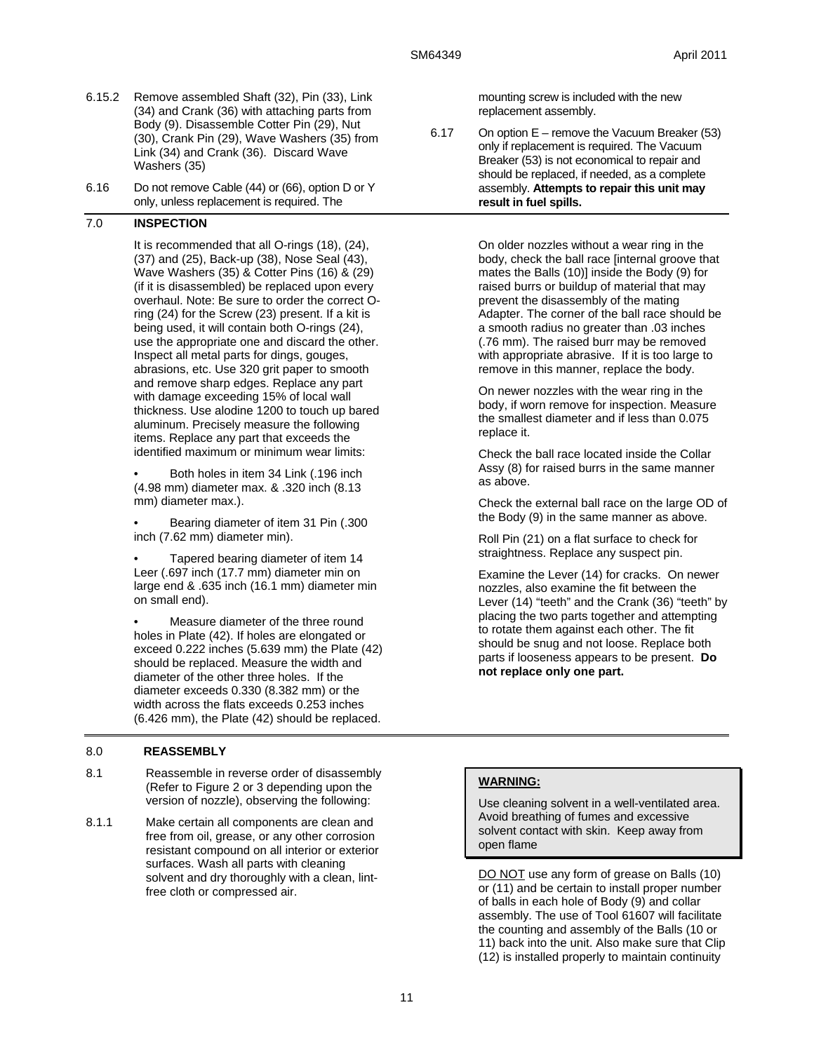6.15.2 Remove assembled Shaft (32), Pin (33), Link (34) and Crank (36) with attaching parts from Body (9). Disassemble Cotter Pin (29), Nut (30), Crank Pin (29), Wave Washers (35) from Link (34) and Crank (36). Discard Wave Washers (35)

6.16 Do not remove Cable (44) or (66), option D or Y only, unless replacement is required. The mounting screw is included with the new replacement assembly.

6.17 On option E – remove the Vacuum Breaker (53) only if replacement is required. The Vacuum Breaker (53) is not economical to repair and should be replaced, if needed, as a complete assembly. **Attempts to repair this unit may result in fuel spills.**

## 7.0 INSPECTION

It is recommended that all O-rings (18), (24), (37) and (25), Back-up (38), Nose Seal (43), Wave Washers (35) & Cotter Pins (16) & (29) (if it is disassembled) be replaced upon every overhaul. Note: Be sure to order the correct O-ring (24) for the Screw (23) present. If a kit is being used, it will contain both O-rings (24), use the appropriate one and discard the other. Inspect all metal parts for dings, gouges, abrasions, etc. Use 320 grit paper to smooth and remove sharp edges. Replace any part with damage exceeding 15% of local wall thickness. Use alodine 1200 to touch up bared aluminum. Precisely measure the following items. Replace any part that exceeds the identified maximum or minimum wear limits:

- Both holes in item 34 Link (.196 inch (4.98 mm) diameter max. & .320 inch (8.13 mm) diameter max.).
- Bearing diameter of item 31 Pin (.300 inch (7.62 mm) diameter min).
- Tapered bearing diameter of item 14 Leer (.697 inch (17.7 mm) diameter min on large end & .635 inch (16.1 mm) diameter min on small end).
- Measure diameter of the three round holes in Plate (42). If holes are elongated or exceed 0.222 inches (5.639 mm) the Plate (42) should be replaced. Measure the width and diameter of the other three holes. If the diameter exceeds 0.330 (8.382 mm) or the width across the flats exceeds 0.253 inches (6.426 mm), the Plate (42) should be replaced.

On older nozzles without a wear ring in the body, check the ball race [internal groove that mates the Balls (10)] inside the Body (9) for raised burrs or buildup of material that may prevent the disassembly of the mating Adapter. The corner of the ball race should be a smooth radius no greater than .03 inches (.76 mm). The raised burr may be removed with appropriate abrasive. If it is too large to remove in this manner, replace the body.

On newer nozzles with the wear ring in the body, if worn remove for inspection. Measure the smallest diameter and if less than 0.075 replace it.

Check the ball race located inside the Collar Assy (8) for raised burrs in the same manner as above.

Check the external ball race on the large OD of the Body (9) in the same manner as above.

Roll Pin (21) on a flat surface to check for straightness. Replace any suspect pin.

Examine the Lever (14) for cracks. On newer nozzles, also examine the fit between the Lever (14) "teeth" and the Crank (36) "teeth" by placing the two parts together and attempting to rotate them against each other. The fit should be snug and not loose. Replace both parts if looseness appears to be present. **Do not replace only one part.**

## 8.0 REASSEMBLY

8.1 Reassemble in reverse order of disassembly (Refer to Figure 2 or 3 depending upon the version of nozzle), observing the following:

8.1.1 Make certain all components are clean and free from oil, grease, or any other corrosion resistant compound on all interior or exterior surfaces. Wash all parts with cleaning solvent and dry thoroughly with a clean, lint-free cloth or compressed air.

**WARNING:**

Use cleaning solvent in a well-ventilated area. Avoid breathing of fumes and excessive solvent contact with skin. Keep away from open flame

DO NOT use any form of grease on Balls (10) or (11) and be certain to install proper number of balls in each hole of Body (9) and collar assembly. The use of Tool 61607 will facilitate the counting and assembly of the Balls (10 or 11) back into the unit. Also make sure that Clip (12) is installed properly to maintain continuity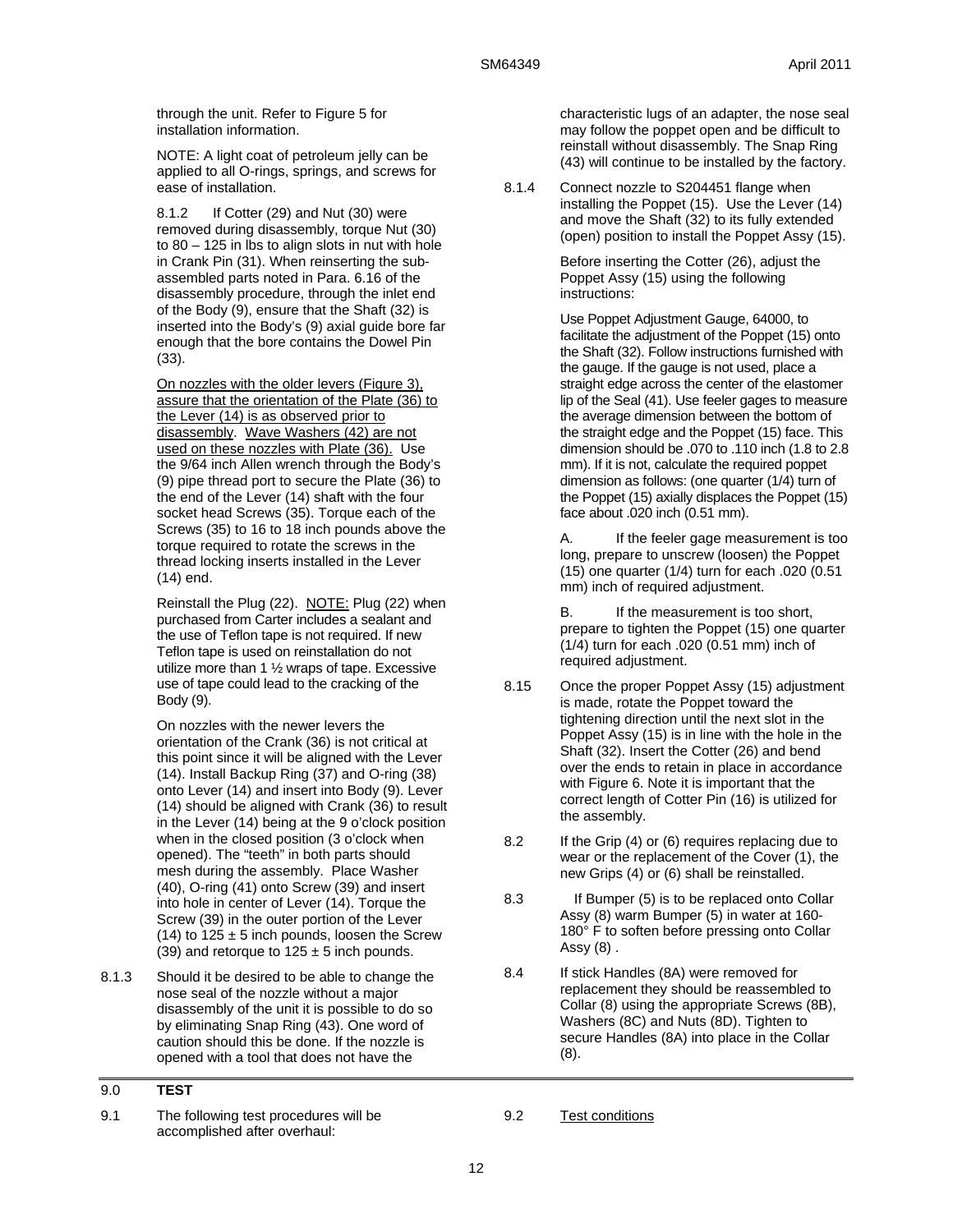through the unit. Refer to Figure 5 for installation information.

NOTE: A light coat of petroleum jelly can be applied to all O-rings, springs, and screws for ease of installation.

8.1.2 If Cotter (29) and Nut (30) were removed during disassembly, torque Nut (30) to 80 – 125 in lbs to align slots in nut with hole in Crank Pin (31). When reinserting the sub-assembled parts noted in Para. 6.16 of the disassembly procedure, through the inlet end of the Body (9), ensure that the Shaft (32) is inserted into the Body's (9) axial guide bore far enough that the bore contains the Dowel Pin (33).

<u>On nozzles with the older levers (Figure 3), assure that the orientation of the Plate (36) to the Lever (14) is as observed prior to disassembly</u>. <u>Wave Washers (42) are not used on these nozzles with Plate (36).</u> Use the 9/64 inch Allen wrench through the Body's (9) pipe thread port to secure the Plate (36) to the end of the Lever (14) shaft with the four socket head Screws (35). Torque each of the Screws (35) to 16 to 18 inch pounds above the torque required to rotate the screws in the thread locking inserts installed in the Lever (14) end.

Reinstall the Plug (22). <u>NOTE:</u> Plug (22) when purchased from Carter includes a sealant and the use of Teflon tape is not required. If new Teflon tape is used on reinstallation do not utilize more than 1 ½ wraps of tape. Excessive use of tape could lead to the cracking of the Body (9).

On nozzles with the newer levers the orientation of the Crank (36) is not critical at this point since it will be aligned with the Lever (14). Install Backup Ring (37) and O-ring (38) onto Lever (14) and insert into Body (9). Lever (14) should be aligned with Crank (36) to result in the Lever (14) being at the 9 o'clock position when in the closed position (3 o'clock when opened). The "teeth" in both parts should mesh during the assembly. Place Washer (40), O-ring (41) onto Screw (39) and insert into hole in center of Lever (14). Torque the Screw (39) in the outer portion of the Lever (14) to 125 ± 5 inch pounds, loosen the Screw (39) and retorque to 125 ± 5 inch pounds.

8.1.3 Should it be desired to be able to change the nose seal of the nozzle without a major disassembly of the unit it is possible to do so by eliminating Snap Ring (43). One word of caution should this be done. If the nozzle is opened with a tool that does not have the characteristic lugs of an adapter, the nose seal may follow the poppet open and be difficult to reinstall without disassembly. The Snap Ring (43) will continue to be installed by the factory.

8.1.4 Connect nozzle to S204451 flange when installing the Poppet (15). Use the Lever (14) and move the Shaft (32) to its fully extended (open) position to install the Poppet Assy (15).

Before inserting the Cotter (26), adjust the Poppet Assy (15) using the following instructions:

Use Poppet Adjustment Gauge, 64000, to facilitate the adjustment of the Poppet (15) onto the Shaft (32). Follow instructions furnished with the gauge. If the gauge is not used, place a straight edge across the center of the elastomer lip of the Seal (41). Use feeler gages to measure the average dimension between the bottom of the straight edge and the Poppet (15) face. This dimension should be .070 to .110 inch (1.8 to 2.8 mm). If it is not, calculate the required poppet dimension as follows: (one quarter (1/4) turn of the Poppet (15) axially displaces the Poppet (15) face about .020 inch (0.51 mm).

A. If the feeler gage measurement is too long, prepare to unscrew (loosen) the Poppet (15) one quarter (1/4) turn for each .020 (0.51 mm) inch of required adjustment.

B. If the measurement is too short, prepare to tighten the Poppet (15) one quarter (1/4) turn for each .020 (0.51 mm) inch of required adjustment.

8.15 Once the proper Poppet Assy (15) adjustment is made, rotate the Poppet toward the tightening direction until the next slot in the Poppet Assy (15) is in line with the hole in the Shaft (32). Insert the Cotter (26) and bend over the ends to retain in place in accordance with Figure 6. Note it is important that the correct length of Cotter Pin (16) is utilized for the assembly.

8.2 If the Grip (4) or (6) requires replacing due to wear or the replacement of the Cover (1), the new Grips (4) or (6) shall be reinstalled.

8.3 If Bumper (5) is to be replaced onto Collar Assy (8) warm Bumper (5) in water at 160-180° F to soften before pressing onto Collar Assy (8) .

8.4 If stick Handles (8A) were removed for replacement they should be reassembled to Collar (8) using the appropriate Screws (8B), Washers (8C) and Nuts (8D). Tighten to secure Handles (8A) into place in the Collar (8).

## 9.0 TEST

9.1 The following test procedures will be accomplished after overhaul:

9.2 <u>Test conditions</u>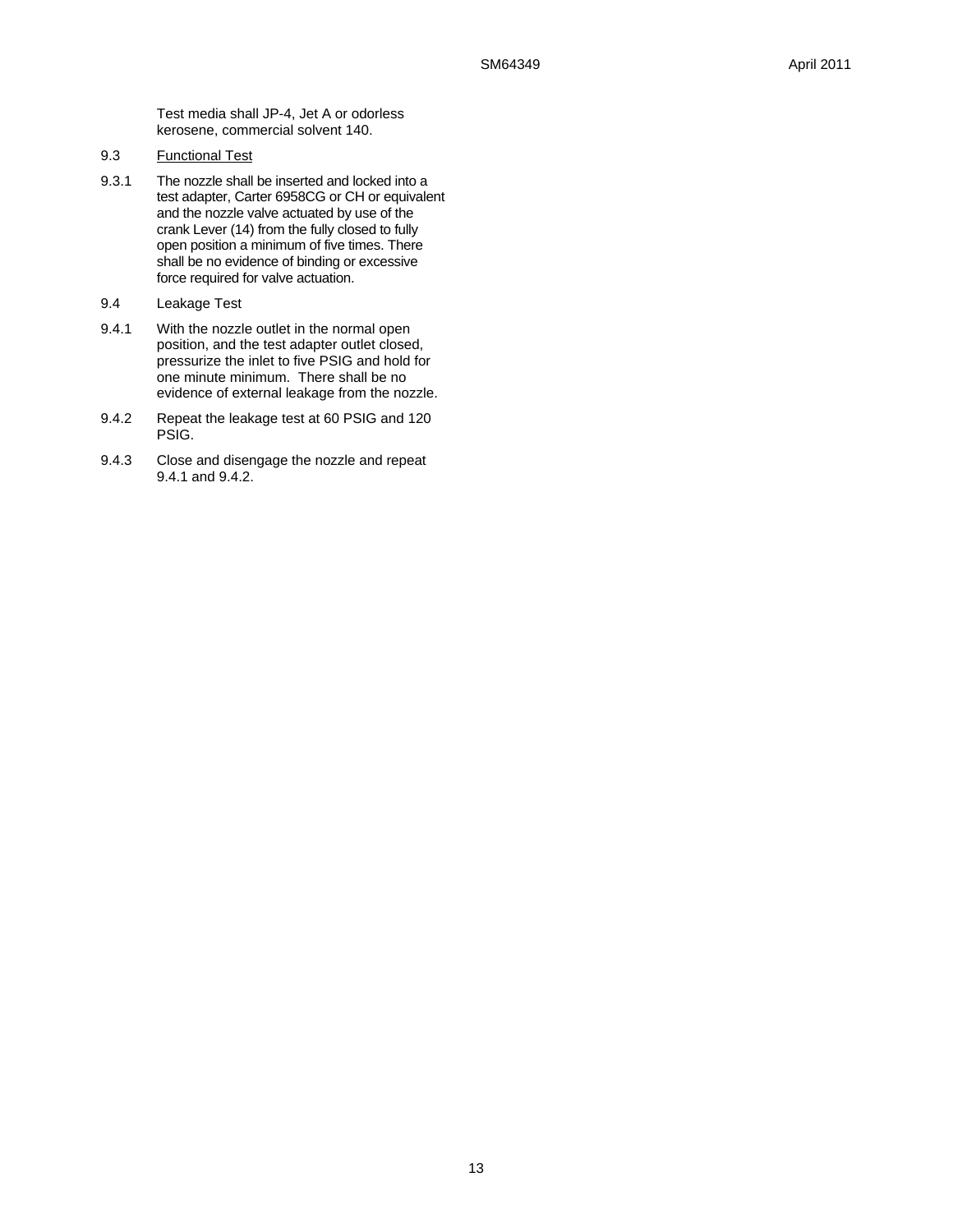Test media shall JP-4, Jet A or odorless kerosene, commercial solvent 140.

9.3 Functional Test

9.3.1 The nozzle shall be inserted and locked into a test adapter, Carter 6958CG or CH or equivalent and the nozzle valve actuated by use of the crank Lever (14) from the fully closed to fully open position a minimum of five times. There shall be no evidence of binding or excessive force required for valve actuation.

9.4 Leakage Test

9.4.1 With the nozzle outlet in the normal open position, and the test adapter outlet closed, pressurize the inlet to five PSIG and hold for one minute minimum. There shall be no evidence of external leakage from the nozzle.

9.4.2 Repeat the leakage test at 60 PSIG and 120 PSIG.

9.4.3 Close and disengage the nozzle and repeat 9.4.1 and 9.4.2.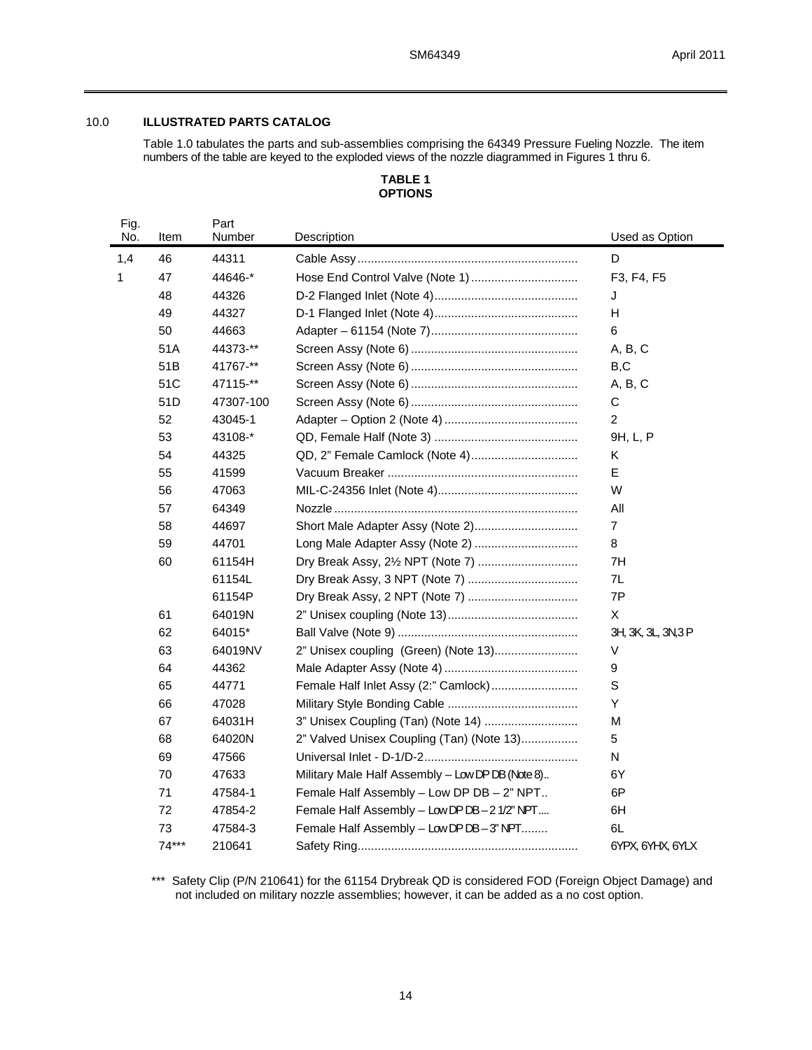## 10.0 ILLUSTRATED PARTS CATALOG

Table 1.0 tabulates the parts and sub-assemblies comprising the 64349 Pressure Fueling Nozzle. The item numbers of the table are keyed to the exploded views of the nozzle diagrammed in Figures 1 thru 6.

**TABLE 1**
**OPTIONS**

| Fig. No. | Item | Part Number | Description | Used as Option |
|---|---|---|---|---|
| 1,4 | 46 | 44311 | Cable Assy | D |
| 1 | 47 | 44646-* | Hose End Control Valve (Note 1) | F3, F4, F5 |
| | 48 | 44326 | D-2 Flanged Inlet (Note 4) | J |
| | 49 | 44327 | D-1 Flanged Inlet (Note 4) | H |
| | 50 | 44663 | Adapter – 61154 (Note 7) | 6 |
| | 51A | 44373-** | Screen Assy (Note 6) | A, B, C |
| | 51B | 41767-** | Screen Assy (Note 6) | B,C |
| | 51C | 47115-** | Screen Assy (Note 6) | A, B, C |
| | 51D | 47307-100 | Screen Assy (Note 6) | C |
| | 52 | 43045-1 | Adapter – Option 2 (Note 4) | 2 |
| | 53 | 43108-* | QD, Female Half (Note 3) | 9H, L, P |
| | 54 | 44325 | QD, 2" Female Camlock (Note 4) | K |
| | 55 | 41599 | Vacuum Breaker | E |
| | 56 | 47063 | MIL-C-24356 Inlet (Note 4) | W |
| | 57 | 64349 | Nozzle | All |
| | 58 | 44697 | Short Male Adapter Assy (Note 2) | 7 |
| | 59 | 44701 | Long Male Adapter Assy (Note 2) | 8 |
| | 60 | 61154H | Dry Break Assy, 2½ NPT (Note 7) | 7H |
| | | 61154L | Dry Break Assy, 3 NPT (Note 7) | 7L |
| | | 61154P | Dry Break Assy, 2 NPT (Note 7) | 7P |
| | 61 | 64019N | 2" Unisex coupling (Note 13) | X |
| | 62 | 64015* | Ball Valve (Note 9) | 3H, 3K, 3L, 3N,3 P |
| | 63 | 64019NV | 2" Unisex coupling (Green) (Note 13) | V |
| | 64 | 44362 | Male Adapter Assy (Note 4) | 9 |
| | 65 | 44771 | Female Half Inlet Assy (2:" Camlock) | S |
| | 66 | 47028 | Military Style Bonding Cable | Y |
| | 67 | 64031H | 3" Unisex Coupling (Tan) (Note 14) | M |
| | 68 | 64020N | 2" Valved Unisex Coupling (Tan) (Note 13) | 5 |
| | 69 | 47566 | Universal Inlet - D-1/D-2 | N |
| | 70 | 47633 | Military Male Half Assembly – Low DP DB (Note 8) | 6Y |
| | 71 | 47584-1 | Female Half Assembly – Low DP DB – 2" NPT | 6P |
| | 72 | 47854-2 | Female Half Assembly – Low DP DB – 2 1/2" NPT | 6H |
| | 73 | 47584-3 | Female Half Assembly – Low DP DB – 3" NPT | 6L |
| | 74*** | 210641 | Safety Ring | 6YPX, 6YHX, 6YLX |

*** Safety Clip (P/N 210641) for the 61154 Drybreak QD is considered FOD (Foreign Object Damage) and not included on military nozzle assemblies; however, it can be added as a no cost option.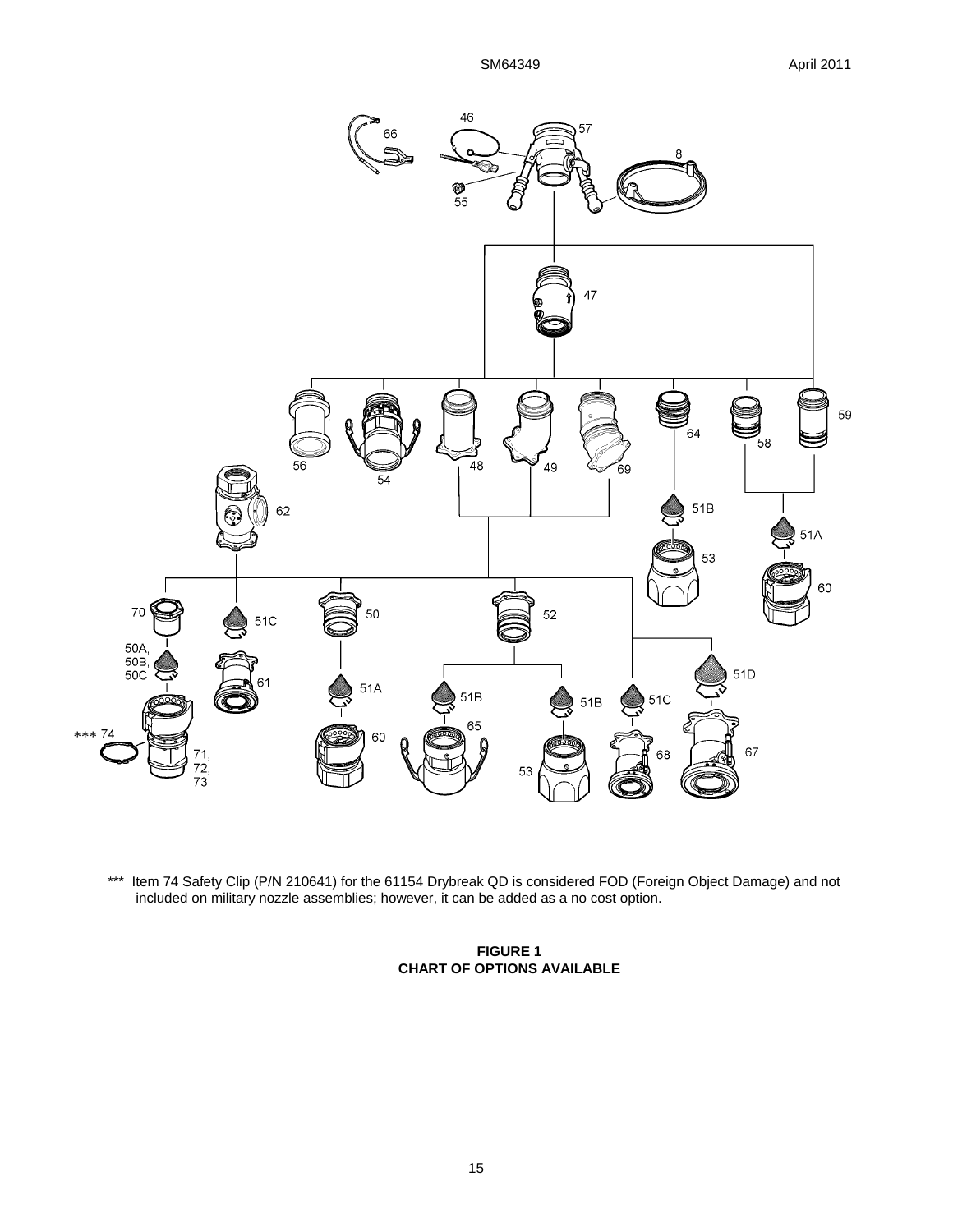*** Item 74 Safety Clip (P/N 210641) for the 61154 Drybreak QD is considered FOD (Foreign Object Damage) and not included on military nozzle assemblies; however, it can be added as a no cost option.

**FIGURE 1**
**CHART OF OPTIONS AVAILABLE**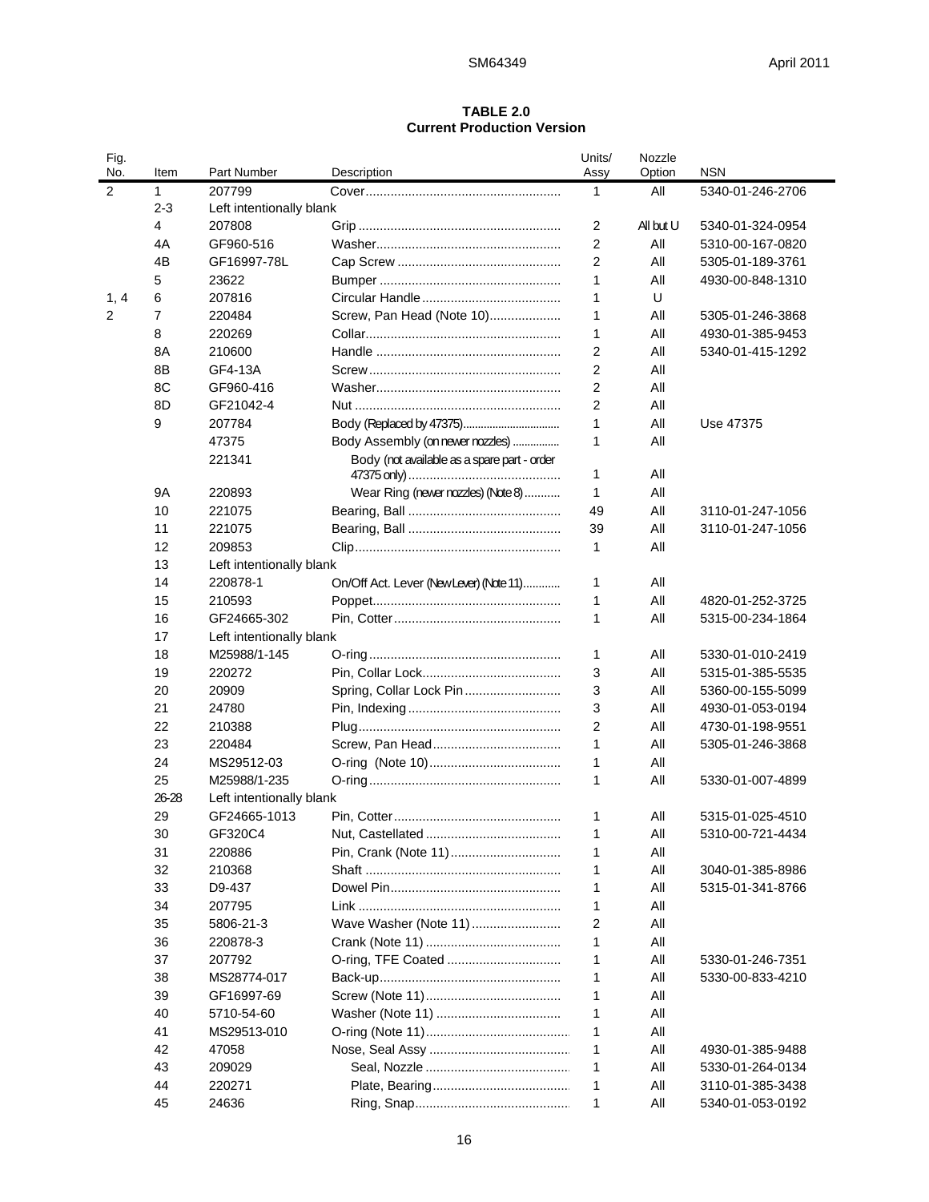**TABLE 2.0**
**Current Production Version**

| Fig. No. | Item | Part Number | Description | Units/ Assy | Nozzle Option | NSN |
|---|---|---|---|---|---|---|
| 2 | 1 | 207799 | Cover | 1 | All | 5340-01-246-2706 |
| | 2-3 | Left intentionally blank | | | | |
| | 4 | 207808 | Grip | 2 | All but U | 5340-01-324-0954 |
| | 4A | GF960-516 | Washer | 2 | All | 5310-00-167-0820 |
| | 4B | GF16997-78L | Cap Screw | 2 | All | 5305-01-189-3761 |
| | 5 | 23622 | Bumper | 1 | All | 4930-00-848-1310 |
| 1, 4 | 6 | 207816 | Circular Handle | 1 | U | |
| 2 | 7 | 220484 | Screw, Pan Head (Note 10) | 1 | All | 5305-01-246-3868 |
| | 8 | 220269 | Collar | 1 | All | 4930-01-385-9453 |
| | 8A | 210600 | Handle | 2 | All | 5340-01-415-1292 |
| | 8B | GF4-13A | Screw | 2 | All | |
| | 8C | GF960-416 | Washer | 2 | All | |
| | 8D | GF21042-4 | Nut | 2 | All | |
| | 9 | 207784 | Body (Replaced by 47375) | 1 | All | Use 47375 |
| | | 47375 | Body Assembly (on newer nozzles) | 1 | All | |
| | | 221341 | Body (not available as a spare part - order 47375 only) | 1 | All | |
| | 9A | 220893 | Wear Ring (newer nozzles) (Note 8) | 1 | All | |
| | 10 | 221075 | Bearing, Ball | 49 | All | 3110-01-247-1056 |
| | 11 | 221075 | Bearing, Ball | 39 | All | 3110-01-247-1056 |
| | 12 | 209853 | Clip | 1 | All | |
| | 13 | Left intentionally blank | | | | |
| | 14 | 220878-1 | On/Off Act. Lever (New Lever) (Note 11) | 1 | All | |
| | 15 | 210593 | Poppet | 1 | All | 4820-01-252-3725 |
| | 16 | GF24665-302 | Pin, Cotter | 1 | All | 5315-00-234-1864 |
| | 17 | Left intentionally blank | | | | |
| | 18 | M25988/1-145 | O-ring | 1 | All | 5330-01-010-2419 |
| | 19 | 220272 | Pin, Collar Lock | 3 | All | 5315-01-385-5535 |
| | 20 | 20909 | Spring, Collar Lock Pin | 3 | All | 5360-00-155-5099 |
| | 21 | 24780 | Pin, Indexing | 3 | All | 4930-01-053-0194 |
| | 22 | 210388 | Plug | 2 | All | 4730-01-198-9551 |
| | 23 | 220484 | Screw, Pan Head | 1 | All | 5305-01-246-3868 |
| | 24 | MS29512-03 | O-ring (Note 10) | 1 | All | |
| | 25 | M25988/1-235 | O-ring | 1 | All | 5330-01-007-4899 |
| | 26-28 | Left intentionally blank | | | | |
| | 29 | GF24665-1013 | Pin, Cotter | 1 | All | 5315-01-025-4510 |
| | 30 | GF320C4 | Nut, Castellated | 1 | All | 5310-00-721-4434 |
| | 31 | 220886 | Pin, Crank (Note 11) | 1 | All | |
| | 32 | 210368 | Shaft | 1 | All | 3040-01-385-8986 |
| | 33 | D9-437 | Dowel Pin | 1 | All | 5315-01-341-8766 |
| | 34 | 207795 | Link | 1 | All | |
| | 35 | 5806-21-3 | Wave Washer (Note 11) | 2 | All | |
| | 36 | 220878-3 | Crank (Note 11) | 1 | All | |
| | 37 | 207792 | O-ring, TFE Coated | 1 | All | 5330-01-246-7351 |
| | 38 | MS28774-017 | Back-up | 1 | All | 5330-00-833-4210 |
| | 39 | GF16997-69 | Screw (Note 11) | 1 | All | |
| | 40 | 5710-54-60 | Washer (Note 11) | 1 | All | |
| | 41 | MS29513-010 | O-ring (Note 11) | 1 | All | |
| | 42 | 47058 | Nose, Seal Assy | 1 | All | 4930-01-385-9488 |
| | 43 | 209029 | Seal, Nozzle | 1 | All | 5330-01-264-0134 |
| | 44 | 220271 | Plate, Bearing | 1 | All | 3110-01-385-3438 |
| | 45 | 24636 | Ring, Snap | 1 | All | 5340-01-053-0192 |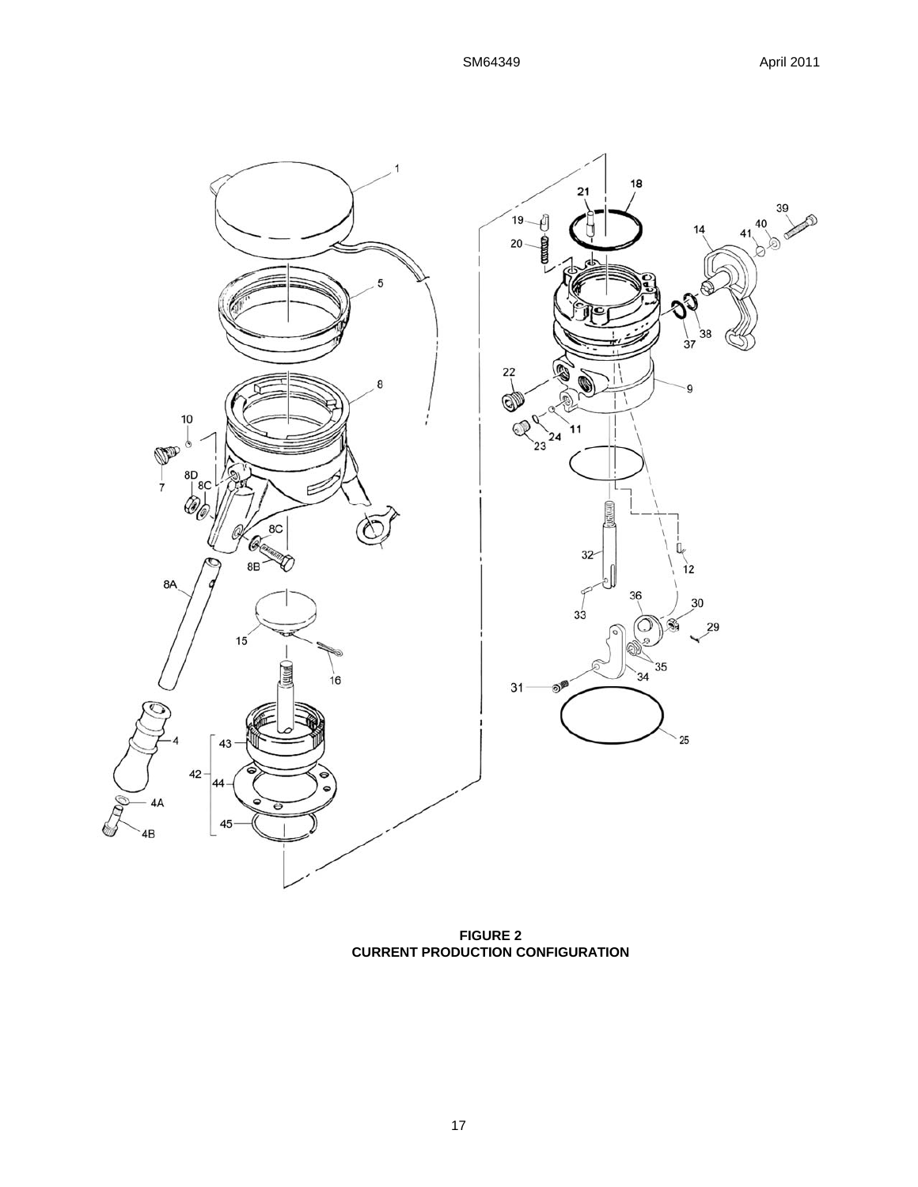**FIGURE 2**
**CURRENT PRODUCTION CONFIGURATION**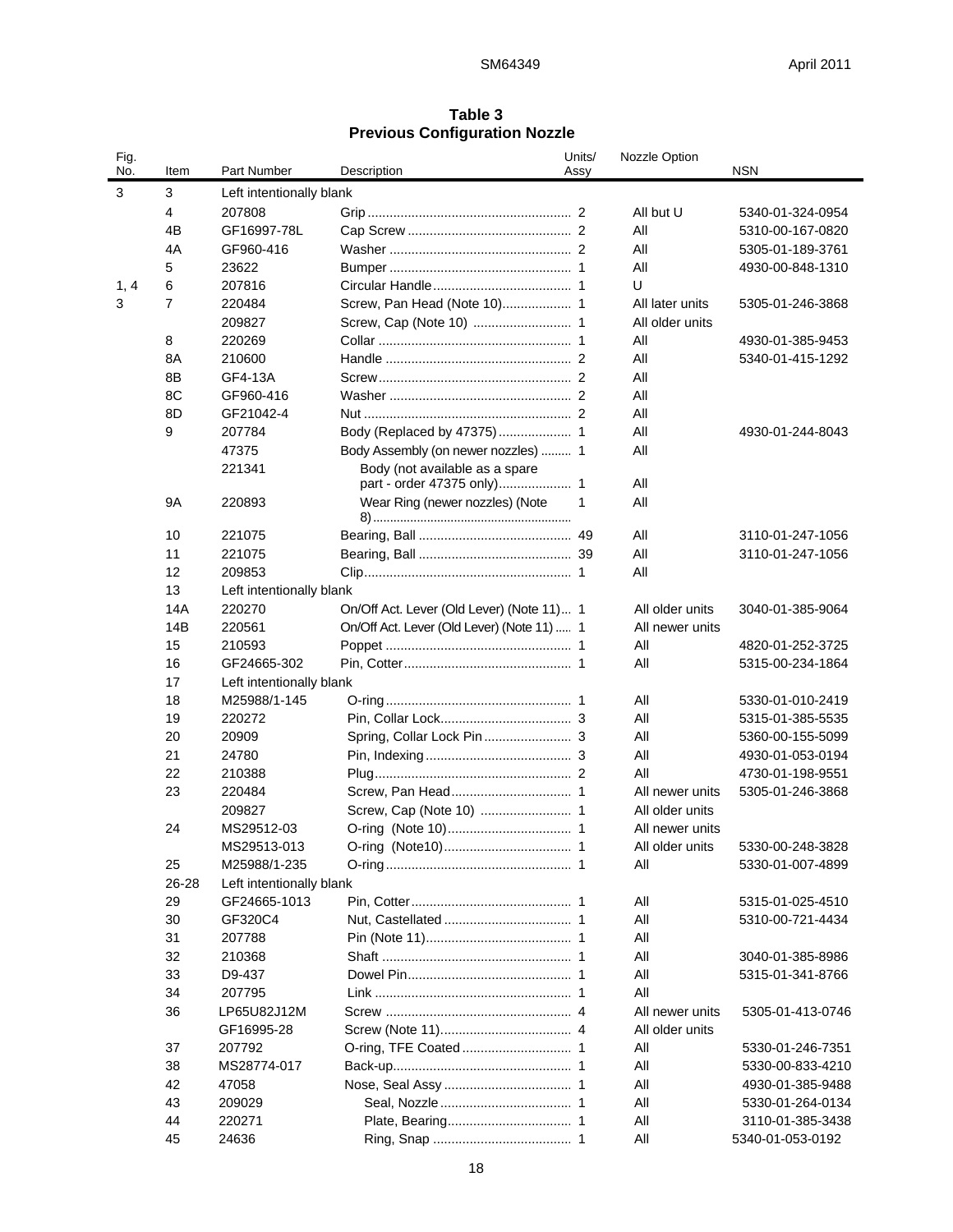**Table 3**
**Previous Configuration Nozzle**

| Fig. No. | Item | Part Number | Description | Units/ Assy | Nozzle Option | NSN |
|---|---|---|---|---|---|---|
| 3 | 3 | Left intentionally blank | | | | |
| | 4 | 207808 | Grip | 2 | All but U | 5340-01-324-0954 |
| | 4B | GF16997-78L | Cap Screw | 2 | All | 5310-00-167-0820 |
| | 4A | GF960-416 | Washer | 2 | All | 5305-01-189-3761 |
| | 5 | 23622 | Bumper | 1 | All | 4930-00-848-1310 |
| 1, 4 | 6 | 207816 | Circular Handle | 1 | U | |
| 3 | 7 | 220484 | Screw, Pan Head (Note 10) | 1 | All later units | 5305-01-246-3868 |
| | | 209827 | Screw, Cap (Note 10) | 1 | All older units | |
| | 8 | 220269 | Collar | 1 | All | 4930-01-385-9453 |
| | 8A | 210600 | Handle | 2 | All | 5340-01-415-1292 |
| | 8B | GF4-13A | Screw | 2 | All | |
| | 8C | GF960-416 | Washer | 2 | All | |
| | 8D | GF21042-4 | Nut | 2 | All | |
| | 9 | 207784 | Body (Replaced by 47375) | 1 | All | 4930-01-244-8043 |
| | | 47375 | Body Assembly (on newer nozzles) | 1 | All | |
| | | 221341 | Body (not available as a spare part - order 47375 only) | 1 | All | |
| | 9A | 220893 | Wear Ring (newer nozzles) (Note 8) | 1 | All | |
| | 10 | 221075 | Bearing, Ball | 49 | All | 3110-01-247-1056 |
| | 11 | 221075 | Bearing, Ball | 39 | All | 3110-01-247-1056 |
| | 12 | 209853 | Clip | 1 | All | |
| | 13 | Left intentionally blank | | | | |
| | 14A | 220270 | On/Off Act. Lever (Old Lever) (Note 11) | 1 | All older units | 3040-01-385-9064 |
| | 14B | 220561 | On/Off Act. Lever (Old Lever) (Note 11) | 1 | All newer units | |
| | 15 | 210593 | Poppet | 1 | All | 4820-01-252-3725 |
| | 16 | GF24665-302 | Pin, Cotter | 1 | All | 5315-00-234-1864 |
| | 17 | Left intentionally blank | | | | |
| | 18 | M25988/1-145 | O-ring | 1 | All | 5330-01-010-2419 |
| | 19 | 220272 | Pin, Collar Lock | 3 | All | 5315-01-385-5535 |
| | 20 | 20909 | Spring, Collar Lock Pin | 3 | All | 5360-00-155-5099 |
| | 21 | 24780 | Pin, Indexing | 3 | All | 4930-01-053-0194 |
| | 22 | 210388 | Plug | 2 | All | 4730-01-198-9551 |
| | 23 | 220484 | Screw, Pan Head | 1 | All newer units | 5305-01-246-3868 |
| | | 209827 | Screw, Cap (Note 10) | 1 | All older units | |
| | 24 | MS29512-03 | O-ring (Note 10) | 1 | All newer units | |
| | | MS29513-013 | O-ring (Note10) | 1 | All older units | 5330-00-248-3828 |
| | 25 | M25988/1-235 | O-ring | 1 | All | 5330-01-007-4899 |
| | 26-28 | Left intentionally blank | | | | |
| | 29 | GF24665-1013 | Pin, Cotter | 1 | All | 5315-01-025-4510 |
| | 30 | GF320C4 | Nut, Castellated | 1 | All | 5310-00-721-4434 |
| | 31 | 207788 | Pin (Note 11) | 1 | All | |
| | 32 | 210368 | Shaft | 1 | All | 3040-01-385-8986 |
| | 33 | D9-437 | Dowel Pin | 1 | All | 5315-01-341-8766 |
| | 34 | 207795 | Link | 1 | All | |
| | 36 | LP65U82J12M | Screw | 4 | All newer units | 5305-01-413-0746 |
| | | GF16995-28 | Screw (Note 11) | 4 | All older units | |
| | 37 | 207792 | O-ring, TFE Coated | 1 | All | 5330-01-246-7351 |
| | 38 | MS28774-017 | Back-up | 1 | All | 5330-00-833-4210 |
| | 42 | 47058 | Nose, Seal Assy | 1 | All | 4930-01-385-9488 |
| | 43 | 209029 | Seal, Nozzle | 1 | All | 5330-01-264-0134 |
| | 44 | 220271 | Plate, Bearing | 1 | All | 3110-01-385-3438 |
| | 45 | 24636 | Ring, Snap | 1 | All | 5340-01-053-0192 |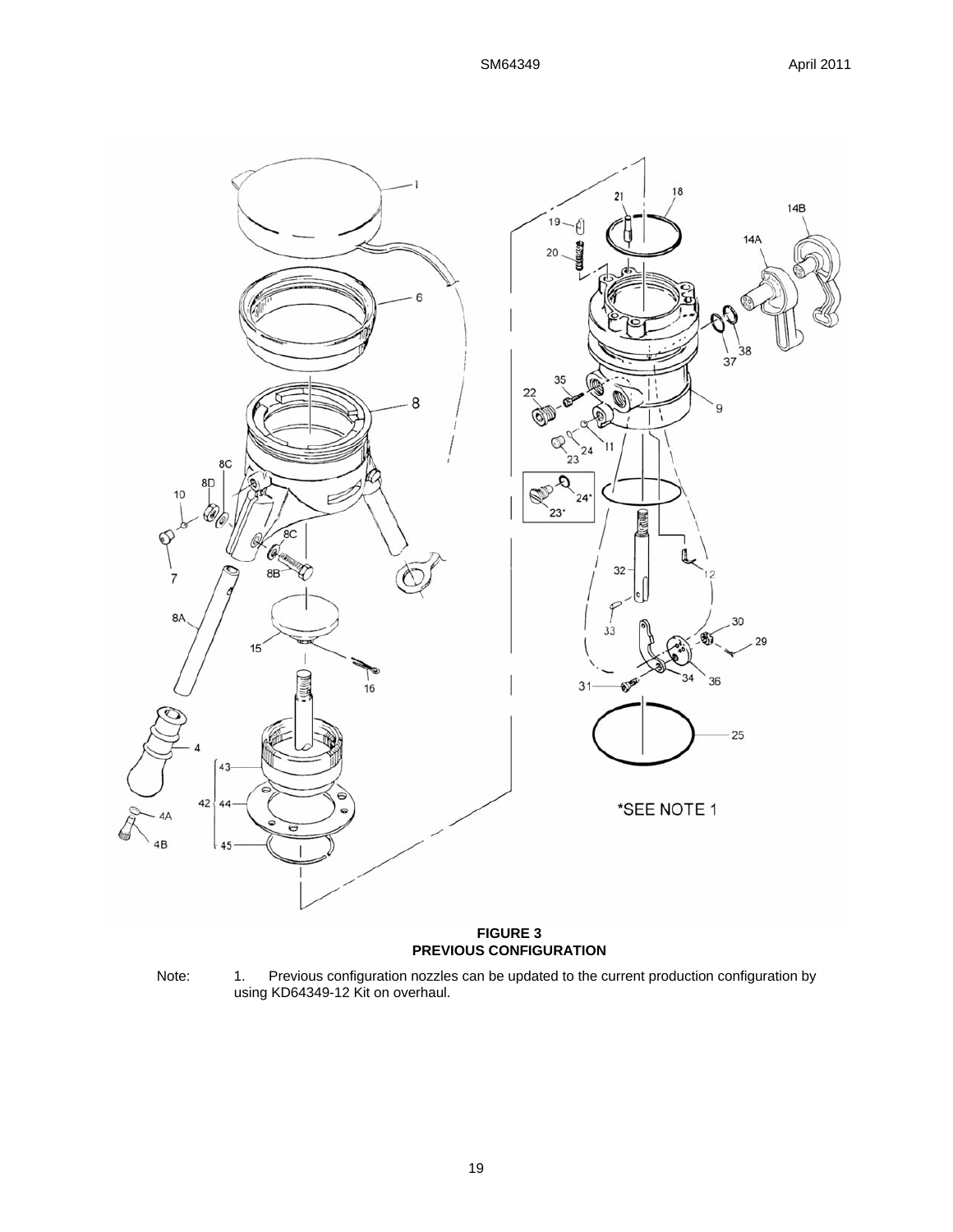**FIGURE 3**
**PREVIOUS CONFIGURATION**

Note: 1. Previous configuration nozzles can be updated to the current production configuration by using KD64349-12 Kit on overhaul.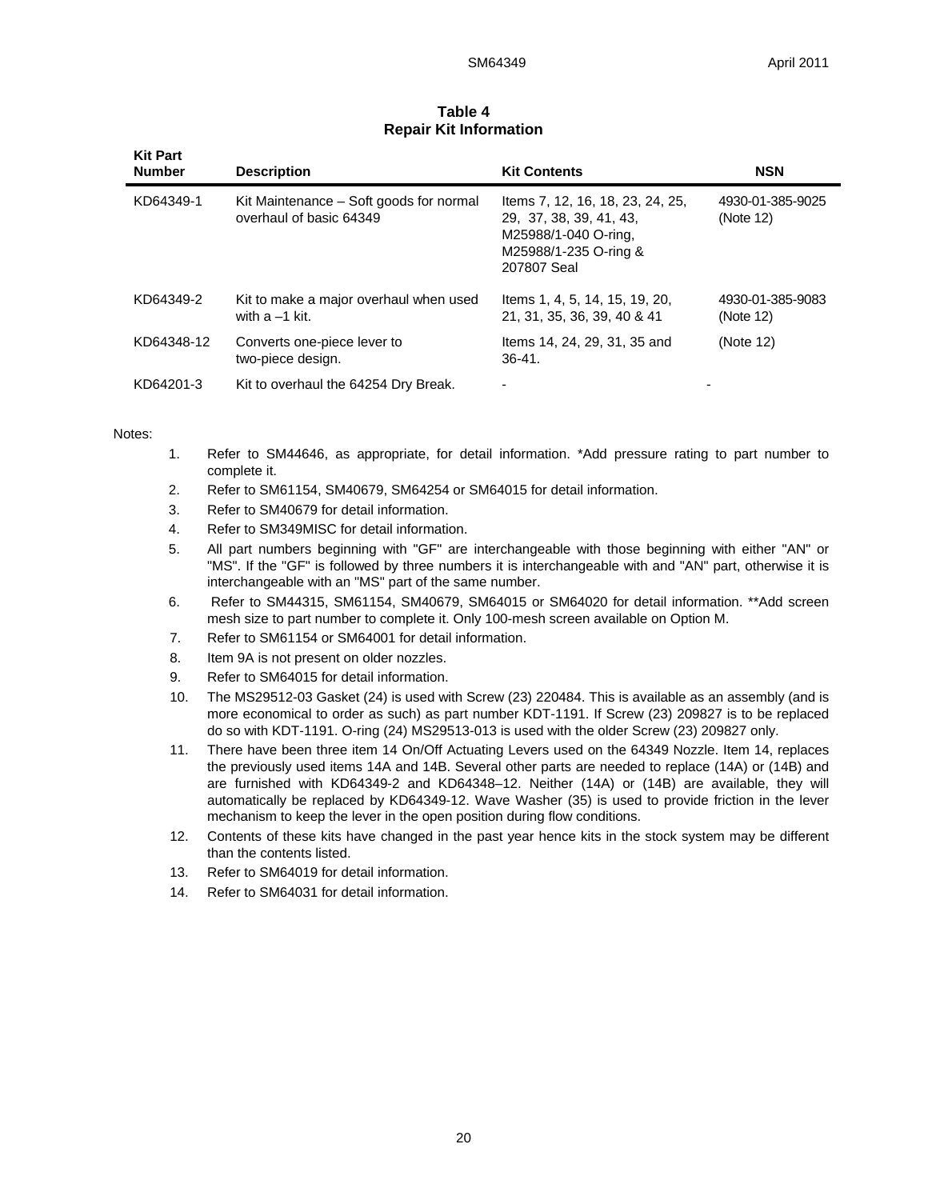## Table 4
## Repair Kit Information

| Kit Part Number | Description | Kit Contents | NSN |
|---|---|---|---|
| KD64349-1 | Kit Maintenance – Soft goods for normal overhaul of basic 64349 | Items 7, 12, 16, 18, 23, 24, 25, 29, 37, 38, 39, 41, 43, M25988/1-040 O-ring, M25988/1-235 O-ring & 207807 Seal | 4930-01-385-9025 (Note 12) |
| KD64349-2 | Kit to make a major overhaul when used with a –1 kit. | Items 1, 4, 5, 14, 15, 19, 20, 21, 31, 35, 36, 39, 40 & 41 | 4930-01-385-9083 (Note 12) |
| KD64348-12 | Converts one-piece lever to two-piece design. | Items 14, 24, 29, 31, 35 and 36-41. | (Note 12) |
| KD64201-3 | Kit to overhaul the 64254 Dry Break. | - | - |

Notes:

1. Refer to SM44646, as appropriate, for detail information. *Add pressure rating to part number to complete it.
2. Refer to SM61154, SM40679, SM64254 or SM64015 for detail information.
3. Refer to SM40679 for detail information.
4. Refer to SM349MISC for detail information.
5. All part numbers beginning with "GF" are interchangeable with those beginning with either "AN" or "MS". If the "GF" is followed by three numbers it is interchangeable with and "AN" part, otherwise it is interchangeable with an "MS" part of the same number.
6. Refer to SM44315, SM61154, SM40679, SM64015 or SM64020 for detail information. **Add screen mesh size to part number to complete it. Only 100-mesh screen available on Option M.
7. Refer to SM61154 or SM64001 for detail information.
8. Item 9A is not present on older nozzles.
9. Refer to SM64015 for detail information.
10. The MS29512-03 Gasket (24) is used with Screw (23) 220484. This is available as an assembly (and is more economical to order as such) as part number KDT-1191. If Screw (23) 209827 is to be replaced do so with KDT-1191. O-ring (24) MS29513-013 is used with the older Screw (23) 209827 only.
11. There have been three item 14 On/Off Actuating Levers used on the 64349 Nozzle. Item 14, replaces the previously used items 14A and 14B. Several other parts are needed to replace (14A) or (14B) and are furnished with KD64349-2 and KD64348–12. Neither (14A) or (14B) are available, they will automatically be replaced by KD64349-12. Wave Washer (35) is used to provide friction in the lever mechanism to keep the lever in the open position during flow conditions.
12. Contents of these kits have changed in the past year hence kits in the stock system may be different than the contents listed.
13. Refer to SM64019 for detail information.
14. Refer to SM64031 for detail information.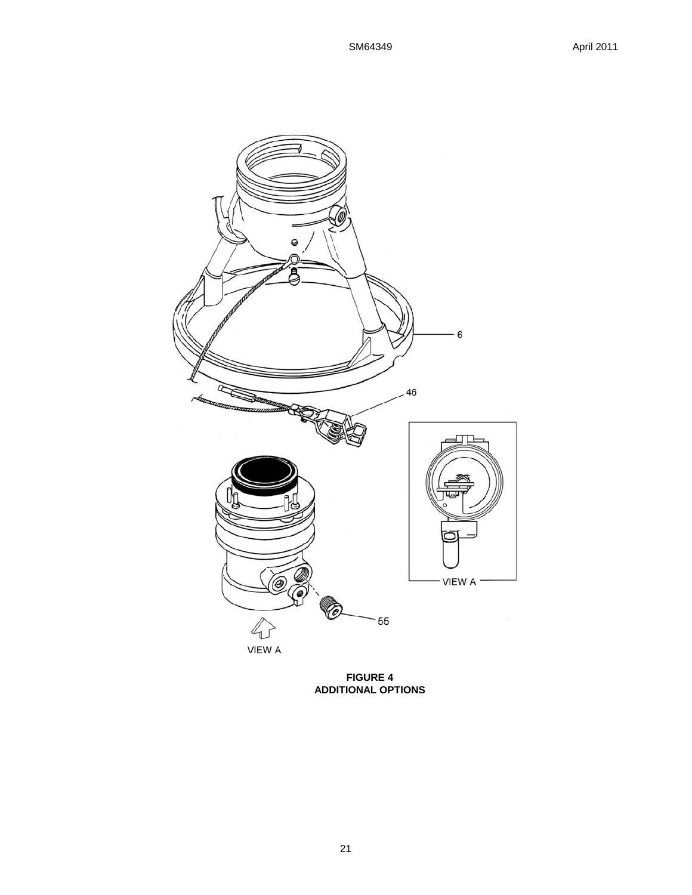**FIGURE 4**
**ADDITIONAL OPTIONS**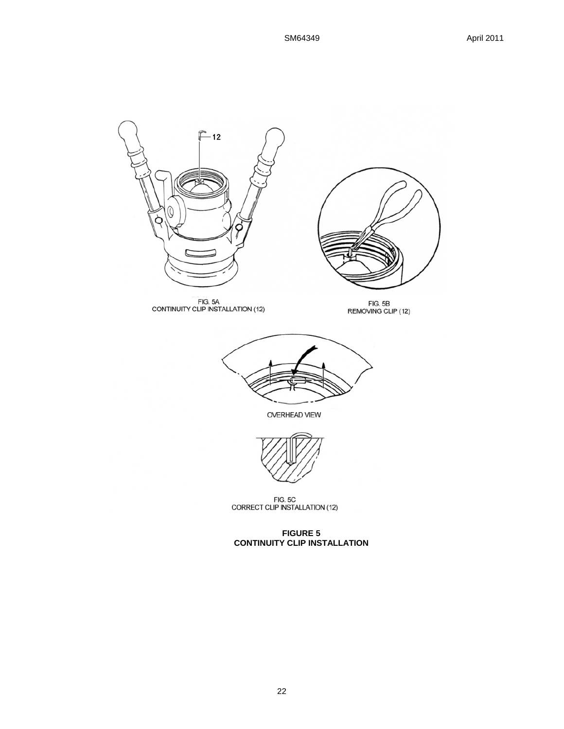FIG. 5A
CONTINUITY CLIP INSTALLATION (12)

FIG. 5B
REMOVING CLIP (12)

OVERHEAD VIEW

FIG. 5C
CORRECT CLIP INSTALLATION (12)

**FIGURE 5**
**CONTINUITY CLIP INSTALLATION**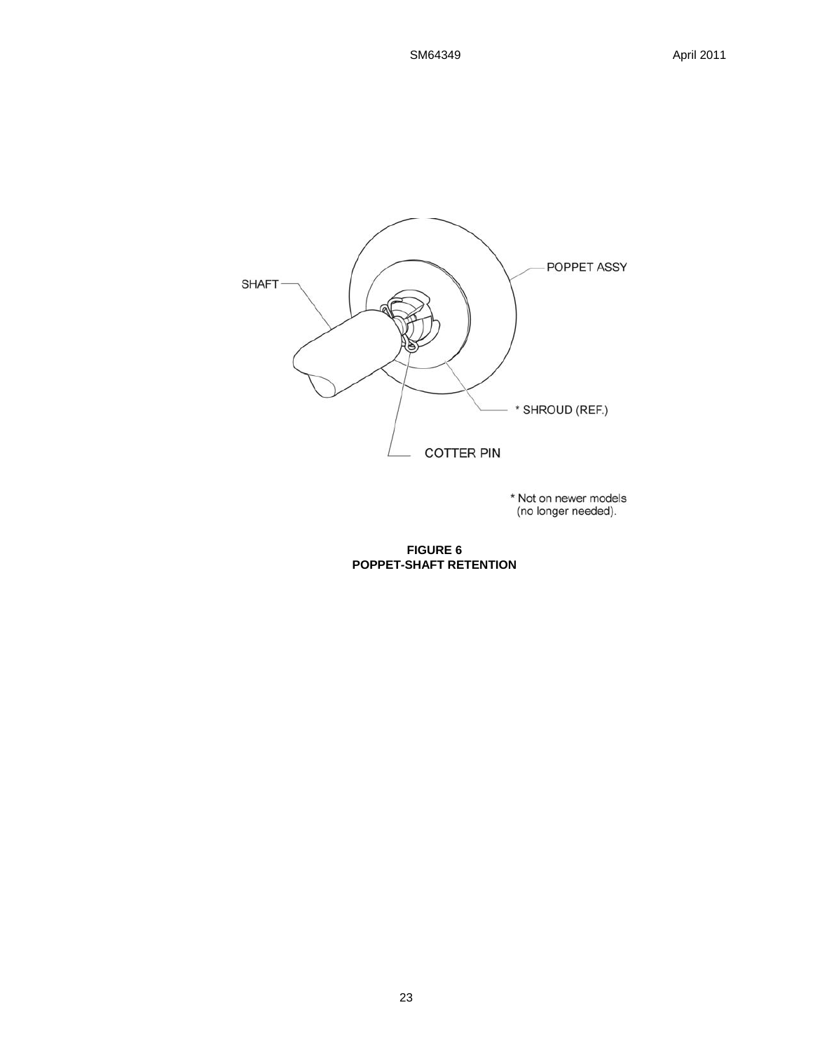SHAFT

POPPET ASSY

* SHROUD (REF.)

COTTER PIN

* Not on newer models (no longer needed).

**FIGURE 6**
**POPPET-SHAFT RETENTION**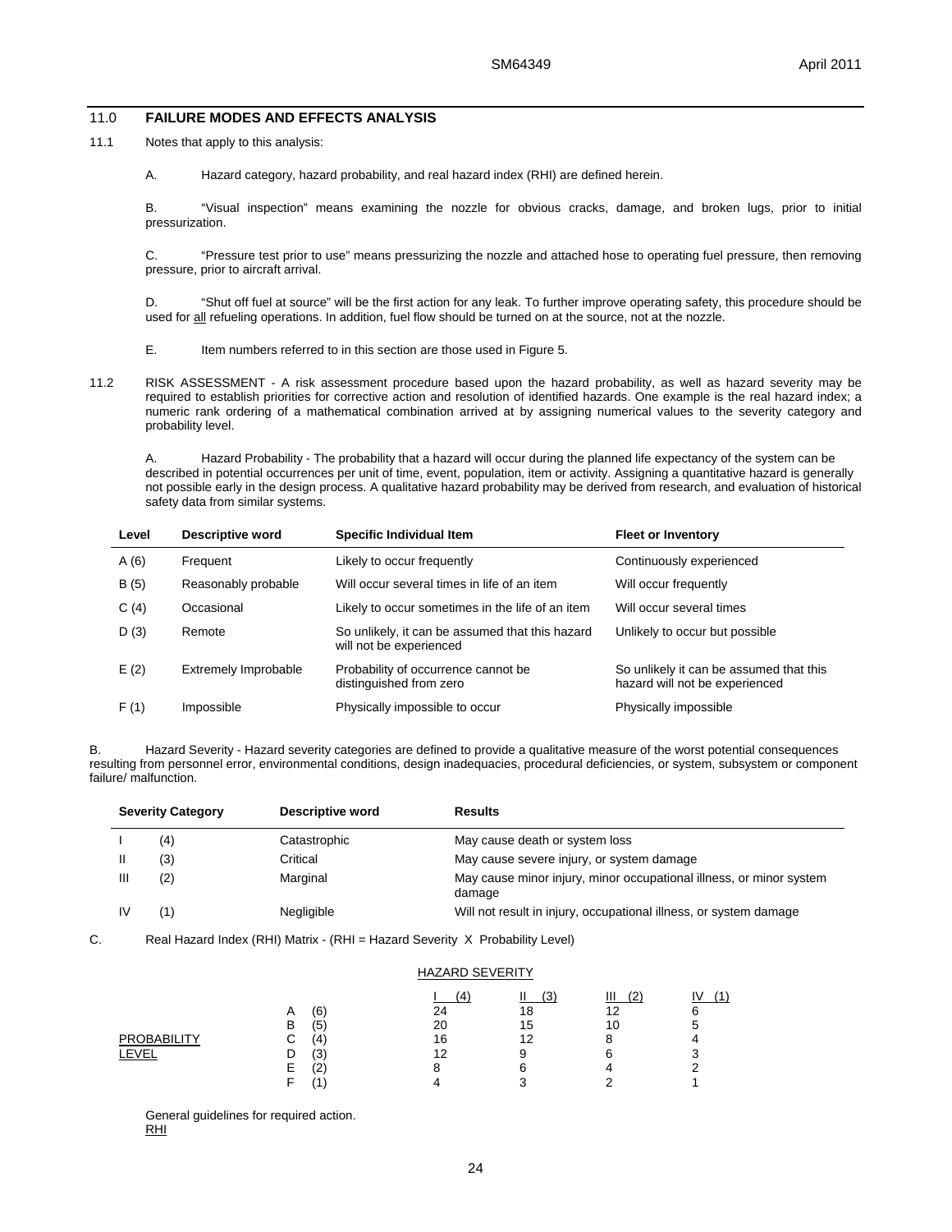## 11.0 FAILURE MODES AND EFFECTS ANALYSIS

11.1 Notes that apply to this analysis:

A. Hazard category, hazard probability, and real hazard index (RHI) are defined herein.

B. "Visual inspection" means examining the nozzle for obvious cracks, damage, and broken lugs, prior to initial pressurization.

C. "Pressure test prior to use" means pressurizing the nozzle and attached hose to operating fuel pressure, then removing pressure, prior to aircraft arrival.

D. "Shut off fuel at source" will be the first action for any leak. To further improve operating safety, this procedure should be used for all refueling operations. In addition, fuel flow should be turned on at the source, not at the nozzle.

E. Item numbers referred to in this section are those used in Figure 5.

11.2 RISK ASSESSMENT - A risk assessment procedure based upon the hazard probability, as well as hazard severity may be required to establish priorities for corrective action and resolution of identified hazards. One example is the real hazard index; a numeric rank ordering of a mathematical combination arrived at by assigning numerical values to the severity category and probability level.

A. Hazard Probability - The probability that a hazard will occur during the planned life expectancy of the system can be described in potential occurrences per unit of time, event, population, item or activity. Assigning a quantitative hazard is generally not possible early in the design process. A qualitative hazard probability may be derived from research, and evaluation of historical safety data from similar systems.

| Level | Descriptive word | Specific Individual Item | Fleet or Inventory |
|---|---|---|---|
| A (6) | Frequent | Likely to occur frequently | Continuously experienced |
| B (5) | Reasonably probable | Will occur several times in life of an item | Will occur frequently |
| C (4) | Occasional | Likely to occur sometimes in the life of an item | Will occur several times |
| D (3) | Remote | So unlikely, it can be assumed that this hazard will not be experienced | Unlikely to occur but possible |
| E (2) | Extremely Improbable | Probability of occurrence cannot be distinguished from zero | So unlikely it can be assumed that this hazard will not be experienced |
| F (1) | Impossible | Physically impossible to occur | Physically impossible |

B. Hazard Severity - Hazard severity categories are defined to provide a qualitative measure of the worst potential consequences resulting from personnel error, environmental conditions, design inadequacies, procedural deficiencies, or system, subsystem or component failure/ malfunction.

| Severity Category | | Descriptive word | Results |
|---|---|---|---|
| I | (4) | Catastrophic | May cause death or system loss |
| II | (3) | Critical | May cause severe injury, or system damage |
| III | (2) | Marginal | May cause minor injury, minor occupational illness, or minor system damage |
| IV | (1) | Negligible | Will not result in injury, occupational illness, or system damage |

C. Real Hazard Index (RHI) Matrix - (RHI = Hazard Severity X Probability Level)

| | | HAZARD SEVERITY | | | |
|---|---|---|---|---|---|
| | | I (4) | II (3) | III (2) | IV (1) |
| PROBABILITY LEVEL | A (6) | 24 | 18 | 12 | 6 |
| | B (5) | 20 | 15 | 10 | 5 |
| | C (4) | 16 | 12 | 8 | 4 |
| | D (3) | 12 | 9 | 6 | 3 |
| | E (2) | 8 | 6 | 4 | 2 |
| | F (1) | 4 | 3 | 2 | 1 |

General guidelines for required action.

RHI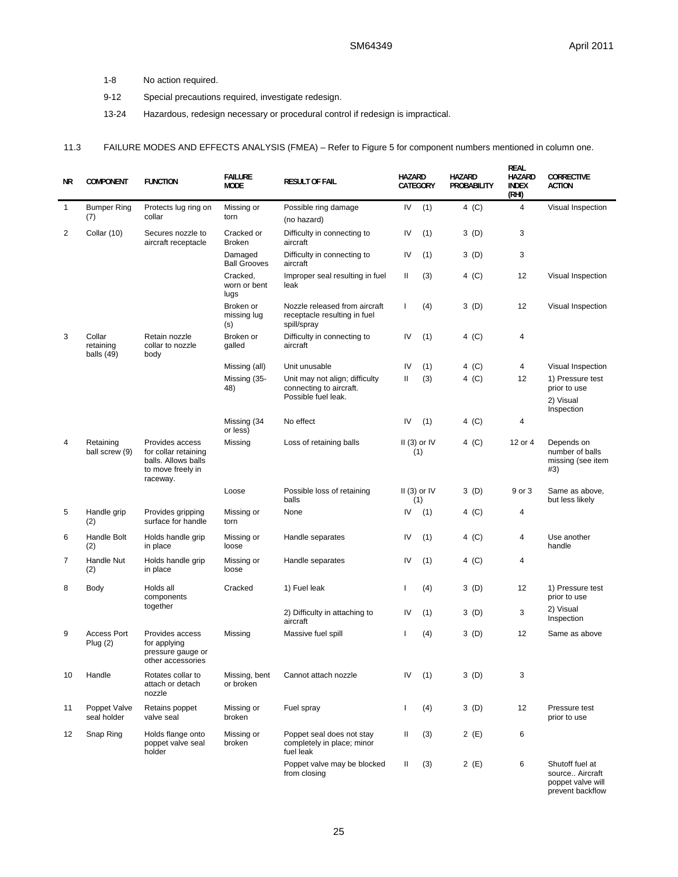1-8 No action required.

9-12 Special precautions required, investigate redesign.

13-24 Hazardous, redesign necessary or procedural control if redesign is impractical.

11.3 FAILURE MODES AND EFFECTS ANALYSIS (FMEA) – Refer to Figure 5 for component numbers mentioned in column one.

| NR | COMPONENT | FUNCTION | FAILURE MODE | RESULT OF FAIL | HAZARD CATEGORY | HAZARD PROBABILITY | REAL HAZARD INDEX (RHI) | CORRECTIVE ACTION |
|---|---|---|---|---|---|---|---|---|
| 1 | Bumper Ring (7) | Protects lug ring on collar | Missing or torn | Possible ring damage (no hazard) | IV (1) | 4 (C) | 4 | Visual Inspection |
| 2 | Collar (10) | Secures nozzle to aircraft receptacle | Cracked or Broken | Difficulty in connecting to aircraft | IV (1) | 3 (D) | 3 | |
| | | | Damaged Ball Grooves | Difficulty in connecting to aircraft | IV (1) | 3 (D) | 3 | |
| | | | Cracked, worn or bent lugs | Improper seal resulting in fuel leak | II (3) | 4 (C) | 12 | Visual Inspection |
| | | | Broken or missing lug (s) | Nozzle released from aircraft receptacle resulting in fuel spill/spray | I (4) | 3 (D) | 12 | Visual Inspection |
| 3 | Collar retaining balls (49) | Retain nozzle collar to nozzle body | Broken or galled | Difficulty in connecting to aircraft | IV (1) | 4 (C) | 4 | |
| | | | Missing (all) | Unit unusable | IV (1) | 4 (C) | 4 | Visual Inspection |
| | | | Missing (35-48) | Unit may not align; difficulty connecting to aircraft. Possible fuel leak. | II (3) | 4 (C) | 12 | 1) Pressure test prior to use 2) Visual Inspection |
| | | | Missing (34 or less) | No effect | IV (1) | 4 (C) | 4 | |
| 4 | Retaining ball screw (9) | Provides access for collar retaining balls. Allows balls to move freely in raceway. | Missing | Loss of retaining balls | II (3) or IV (1) | 4 (C) | 12 or 4 | Depends on number of balls missing (see item #3) |
| | | | Loose | Possible loss of retaining balls | II (3) or IV (1) | 3 (D) | 9 or 3 | Same as above, but less likely |
| 5 | Handle grip (2) | Provides gripping surface for handle | Missing or torn | None | IV (1) | 4 (C) | 4 | |
| 6 | Handle Bolt (2) | Holds handle grip in place | Missing or loose | Handle separates | IV (1) | 4 (C) | 4 | Use another handle |
| 7 | Handle Nut (2) | Holds handle grip in place | Missing or loose | Handle separates | IV (1) | 4 (C) | 4 | |
| 8 | Body | Holds all components together | Cracked | 1) Fuel leak | I (4) | 3 (D) | 12 | 1) Pressure test prior to use |
| | | | | 2) Difficulty in attaching to aircraft | IV (1) | 3 (D) | 3 | 2) Visual Inspection |
| 9 | Access Port Plug (2) | Provides access for applying pressure gauge or other accessories | Missing | Massive fuel spill | I (4) | 3 (D) | 12 | Same as above |
| 10 | Handle | Rotates collar to attach or detach nozzle | Missing, bent or broken | Cannot attach nozzle | IV (1) | 3 (D) | 3 | |
| 11 | Poppet Valve seal holder | Retains poppet valve seal | Missing or broken | Fuel spray | I (4) | 3 (D) | 12 | Pressure test prior to use |
| 12 | Snap Ring | Holds flange onto poppet valve seal holder | Missing or broken | Poppet seal does not stay completely in place; minor fuel leak | II (3) | 2 (E) | 6 | |
| | | | | Poppet valve may be blocked from closing | II (3) | 2 (E) | 6 | Shutoff fuel at source.. Aircraft poppet valve will prevent backflow |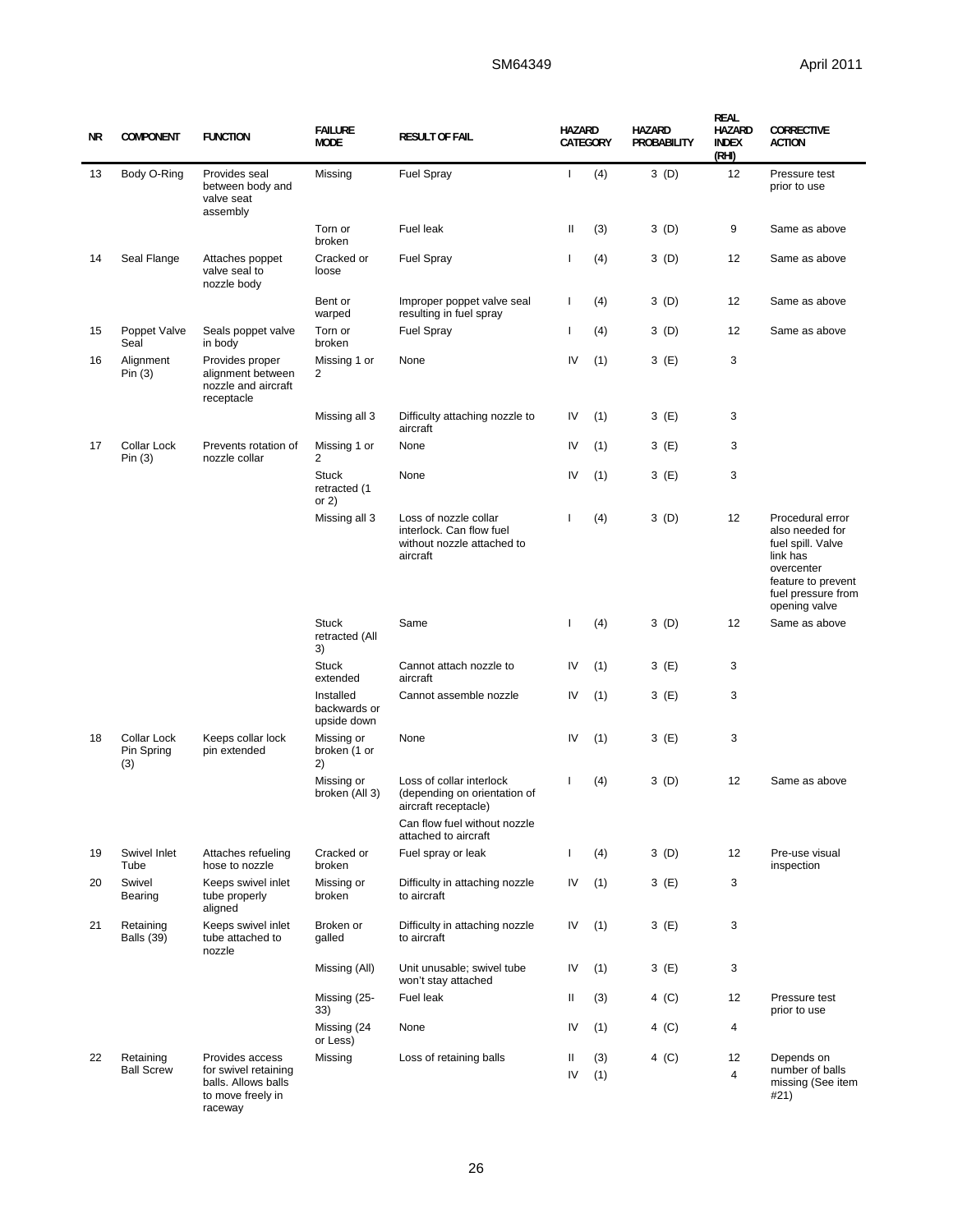| NR | COMPONENT | FUNCTION | FAILURE MODE | RESULT OF FAIL | HAZARD CATEGORY | | HAZARD PROBABILITY | REAL HAZARD INDEX (RHI) | CORRECTIVE ACTION |
|---|---|---|---|---|---|---|---|---|---|
| 13 | Body O-Ring | Provides seal between body and valve seat assembly | Missing | Fuel Spray | I | (4) | 3 (D) | 12 | Pressure test prior to use |
| | | | Torn or broken | Fuel leak | II | (3) | 3 (D) | 9 | Same as above |
| 14 | Seal Flange | Attaches poppet valve seal to nozzle body | Cracked or loose | Fuel Spray | I | (4) | 3 (D) | 12 | Same as above |
| | | | Bent or warped | Improper poppet valve seal resulting in fuel spray | I | (4) | 3 (D) | 12 | Same as above |
| 15 | Poppet Valve Seal | Seals poppet valve in body | Torn or broken | Fuel Spray | I | (4) | 3 (D) | 12 | Same as above |
| 16 | Alignment Pin (3) | Provides proper alignment between nozzle and aircraft receptacle | Missing 1 or 2 | None | IV | (1) | 3 (E) | 3 | |
| | | | Missing all 3 | Difficulty attaching nozzle to aircraft | IV | (1) | 3 (E) | 3 | |
| 17 | Collar Lock Pin (3) | Prevents rotation of nozzle collar | Missing 1 or 2 | None | IV | (1) | 3 (E) | 3 | |
| | | | Stuck retracted (1 or 2) | None | IV | (1) | 3 (E) | 3 | |
| | | | Missing all 3 | Loss of nozzle collar interlock. Can flow fuel without nozzle attached to aircraft | I | (4) | 3 (D) | 12 | Procedural error also needed for fuel spill. Valve link has overcenter feature to prevent fuel pressure from opening valve |
| | | | Stuck retracted (All 3) | Same | I | (4) | 3 (D) | 12 | Same as above |
| | | | Stuck extended | Cannot attach nozzle to aircraft | IV | (1) | 3 (E) | 3 | |
| | | | Installed backwards or upside down | Cannot assemble nozzle | IV | (1) | 3 (E) | 3 | |
| 18 | Collar Lock Pin Spring (3) | Keeps collar lock pin extended | Missing or broken (1 or 2) | None | IV | (1) | 3 (E) | 3 | |
| | | | Missing or broken (All 3) | Loss of collar interlock (depending on orientation of aircraft receptacle) Can flow fuel without nozzle attached to aircraft | I | (4) | 3 (D) | 12 | Same as above |
| 19 | Swivel Inlet Tube | Attaches refueling hose to nozzle | Cracked or broken | Fuel spray or leak | I | (4) | 3 (D) | 12 | Pre-use visual inspection |
| 20 | Swivel Bearing | Keeps swivel inlet tube properly aligned | Missing or broken | Difficulty in attaching nozzle to aircraft | IV | (1) | 3 (E) | 3 | |
| 21 | Retaining Balls (39) | Keeps swivel inlet tube attached to nozzle | Broken or galled | Difficulty in attaching nozzle to aircraft | IV | (1) | 3 (E) | 3 | |
| | | | Missing (All) | Unit unusable; swivel tube won't stay attached | IV | (1) | 3 (E) | 3 | |
| | | | Missing (25-33) | Fuel leak | II | (3) | 4 (C) | 12 | Pressure test prior to use |
| | | | Missing (24 or Less) | None | IV | (1) | 4 (C) | 4 | |
| 22 | Retaining Ball Screw | Provides access for swivel retaining balls. Allows balls to move freely in raceway | Missing | Loss of retaining balls | II<br>IV | (3)<br>(1) | 4 (C) | 12<br>4 | Depends on number of balls missing (See item #21) |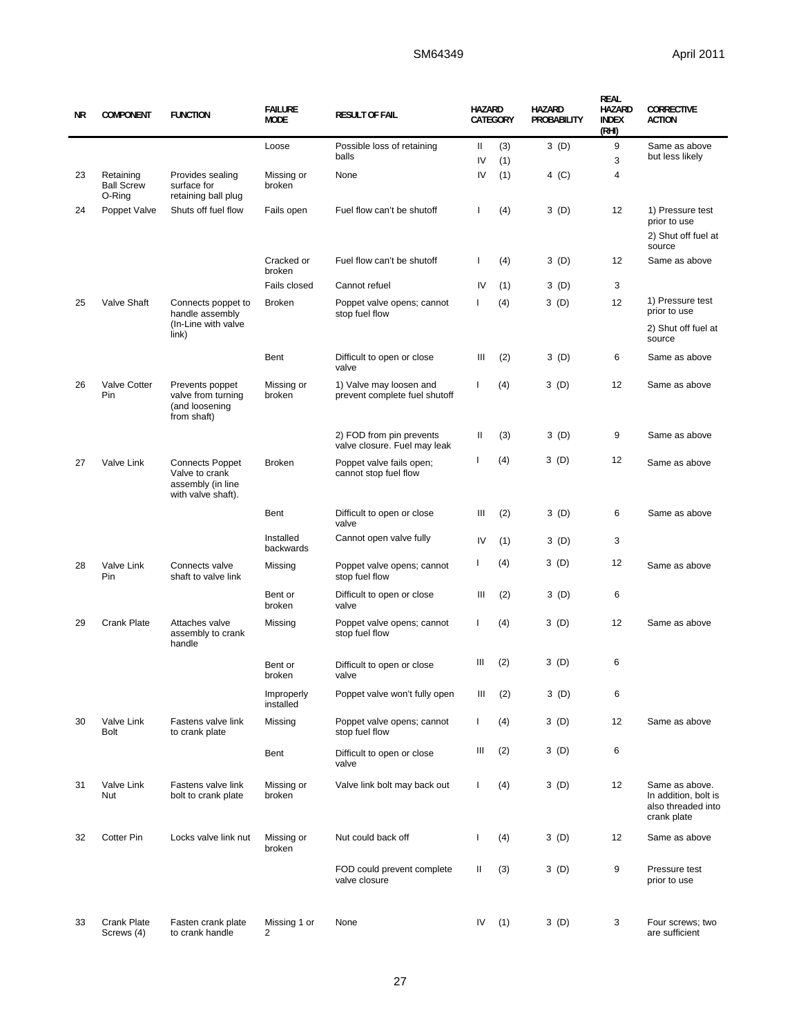| NR | COMPONENT | FUNCTION | FAILURE MODE | RESULT OF FAIL | HAZARD CATEGORY | | HAZARD PROBABILITY | REAL HAZARD INDEX (RHI) | CORRECTIVE ACTION |
|---|---|---|---|---|---|---|---|---|---|
| | | | Loose | Possible loss of retaining balls | II<br>IV | (3)<br>(1) | 3 (D) | 9<br>3 | Same as above but less likely |
| 23 | Retaining Ball Screw O-Ring | Provides sealing surface for retaining ball plug | Missing or broken | None | IV | (1) | 4 (C) | 4 | |
| 24 | Poppet Valve | Shuts off fuel flow | Fails open | Fuel flow can't be shutoff | I | (4) | 3 (D) | 12 | 1) Pressure test prior to use<br>2) Shut off fuel at source |
| | | | Cracked or broken | Fuel flow can't be shutoff | I | (4) | 3 (D) | 12 | Same as above |
| | | | Fails closed | Cannot refuel | IV | (1) | 3 (D) | 3 | |
| 25 | Valve Shaft | Connects poppet to handle assembly (In-Line with valve link) | Broken | Poppet valve opens; cannot stop fuel flow | I | (4) | 3 (D) | 12 | 1) Pressure test prior to use<br>2) Shut off fuel at source |
| | | | Bent | Difficult to open or close valve | III | (2) | 3 (D) | 6 | Same as above |
| 26 | Valve Cotter Pin | Prevents poppet valve from turning (and loosening from shaft) | Missing or broken | 1) Valve may loosen and prevent complete fuel shutoff | I | (4) | 3 (D) | 12 | Same as above |
| | | | | 2) FOD from pin prevents valve closure. Fuel may leak | II | (3) | 3 (D) | 9 | Same as above |
| 27 | Valve Link | Connects Poppet Valve to crank assembly (in line with valve shaft). | Broken | Poppet valve fails open; cannot stop fuel flow | I | (4) | 3 (D) | 12 | Same as above |
| | | | Bent | Difficult to open or close valve | III | (2) | 3 (D) | 6 | Same as above |
| | | | Installed backwards | Cannot open valve fully | IV | (1) | 3 (D) | 3 | |
| 28 | Valve Link Pin | Connects valve shaft to valve link | Missing | Poppet valve opens; cannot stop fuel flow | I | (4) | 3 (D) | 12 | Same as above |
| | | | Bent or broken | Difficult to open or close valve | III | (2) | 3 (D) | 6 | |
| 29 | Crank Plate | Attaches valve assembly to crank handle | Missing | Poppet valve opens; cannot stop fuel flow | I | (4) | 3 (D) | 12 | Same as above |
| | | | Bent or broken | Difficult to open or close valve | III | (2) | 3 (D) | 6 | |
| | | | Improperly installed | Poppet valve won't fully open | III | (2) | 3 (D) | 6 | |
| 30 | Valve Link Bolt | Fastens valve link to crank plate | Missing | Poppet valve opens; cannot stop fuel flow | I | (4) | 3 (D) | 12 | Same as above |
| | | | Bent | Difficult to open or close valve | III | (2) | 3 (D) | 6 | |
| 31 | Valve Link Nut | Fastens valve link bolt to crank plate | Missing or broken | Valve link bolt may back out | I | (4) | 3 (D) | 12 | Same as above. In addition, bolt is also threaded into crank plate |
| 32 | Cotter Pin | Locks valve link nut | Missing or broken | Nut could back off | I | (4) | 3 (D) | 12 | Same as above |
| | | | | FOD could prevent complete valve closure | II | (3) | 3 (D) | 9 | Pressure test prior to use |
| 33 | Crank Plate Screws (4) | Fasten crank plate to crank handle | Missing 1 or 2 | None | IV | (1) | 3 (D) | 3 | Four screws; two are sufficient |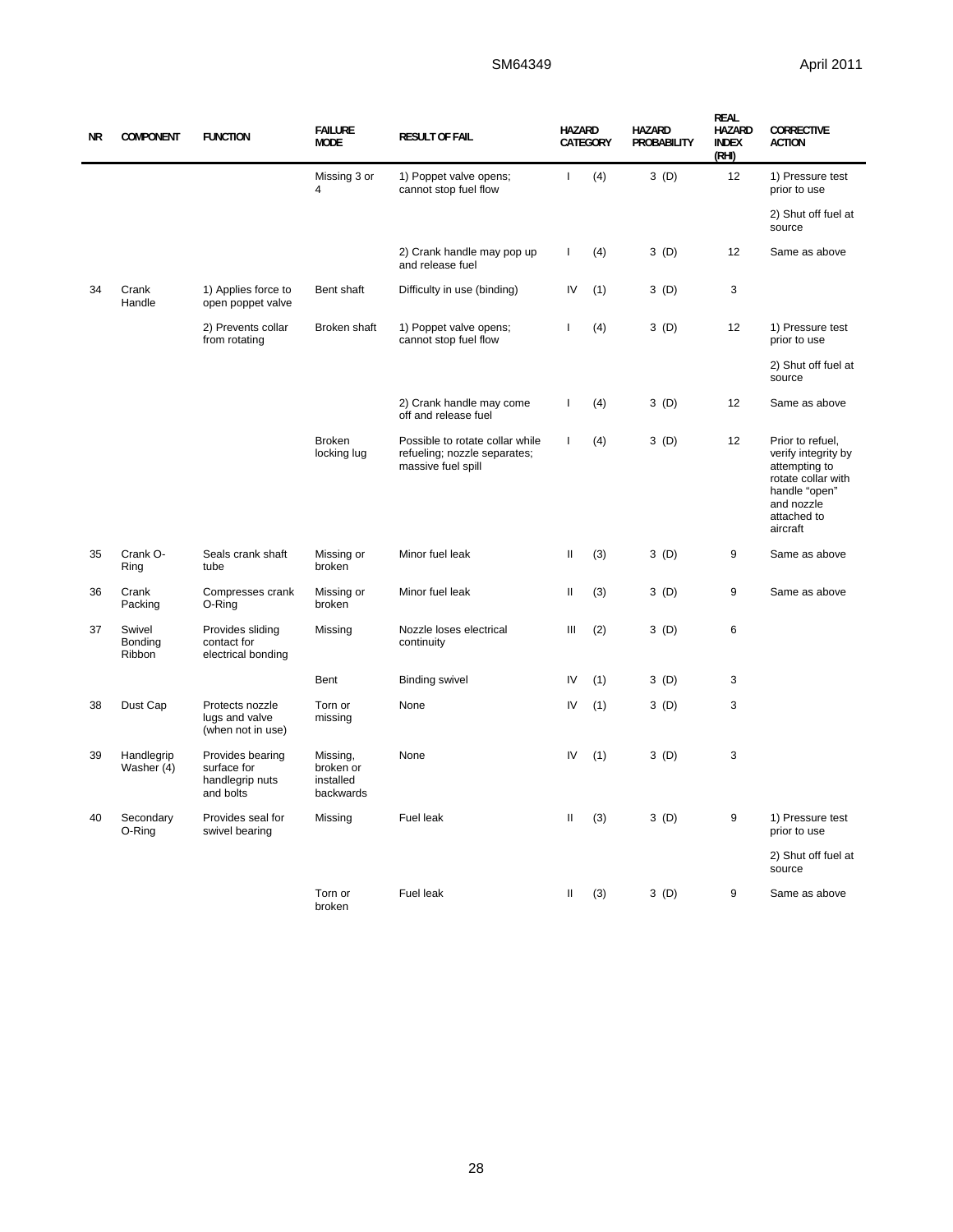| NR | COMPONENT | FUNCTION | FAILURE MODE | RESULT OF FAIL | HAZARD CATEGORY | | HAZARD PROBABILITY | REAL HAZARD INDEX (RHI) | CORRECTIVE ACTION |
|---|---|---|---|---|---|---|---|---|---|
| | | | Missing 3 or 4 | 1) Poppet valve opens; cannot stop fuel flow | I | (4) | 3 (D) | 12 | 1) Pressure test prior to use |
| | | | | | | | | | 2) Shut off fuel at source |
| | | | | 2) Crank handle may pop up and release fuel | I | (4) | 3 (D) | 12 | Same as above |
| 34 | Crank Handle | 1) Applies force to open poppet valve | Bent shaft | Difficulty in use (binding) | IV | (1) | 3 (D) | 3 | |
| | | 2) Prevents collar from rotating | Broken shaft | 1) Poppet valve opens; cannot stop fuel flow | I | (4) | 3 (D) | 12 | 1) Pressure test prior to use |
| | | | | | | | | | 2) Shut off fuel at source |
| | | | | 2) Crank handle may come off and release fuel | I | (4) | 3 (D) | 12 | Same as above |
| | | | Broken locking lug | Possible to rotate collar while refueling; nozzle separates; massive fuel spill | I | (4) | 3 (D) | 12 | Prior to refuel, verify integrity by attempting to rotate collar with handle "open" and nozzle attached to aircraft |
| 35 | Crank O-Ring | Seals crank shaft tube | Missing or broken | Minor fuel leak | II | (3) | 3 (D) | 9 | Same as above |
| 36 | Crank Packing | Compresses crank O-Ring | Missing or broken | Minor fuel leak | II | (3) | 3 (D) | 9 | Same as above |
| 37 | Swivel Bonding Ribbon | Provides sliding contact for electrical bonding | Missing | Nozzle loses electrical continuity | III | (2) | 3 (D) | 6 | |
| | | | Bent | Binding swivel | IV | (1) | 3 (D) | 3 | |
| 38 | Dust Cap | Protects nozzle lugs and valve (when not in use) | Torn or missing | None | IV | (1) | 3 (D) | 3 | |
| 39 | Handlegrip Washer (4) | Provides bearing surface for handlegrip nuts and bolts | Missing, broken or installed backwards | None | IV | (1) | 3 (D) | 3 | |
| 40 | Secondary O-Ring | Provides seal for swivel bearing | Missing | Fuel leak | II | (3) | 3 (D) | 9 | 1) Pressure test prior to use |
| | | | | | | | | | 2) Shut off fuel at source |
| | | | Torn or broken | Fuel leak | II | (3) | 3 (D) | 9 | Same as above |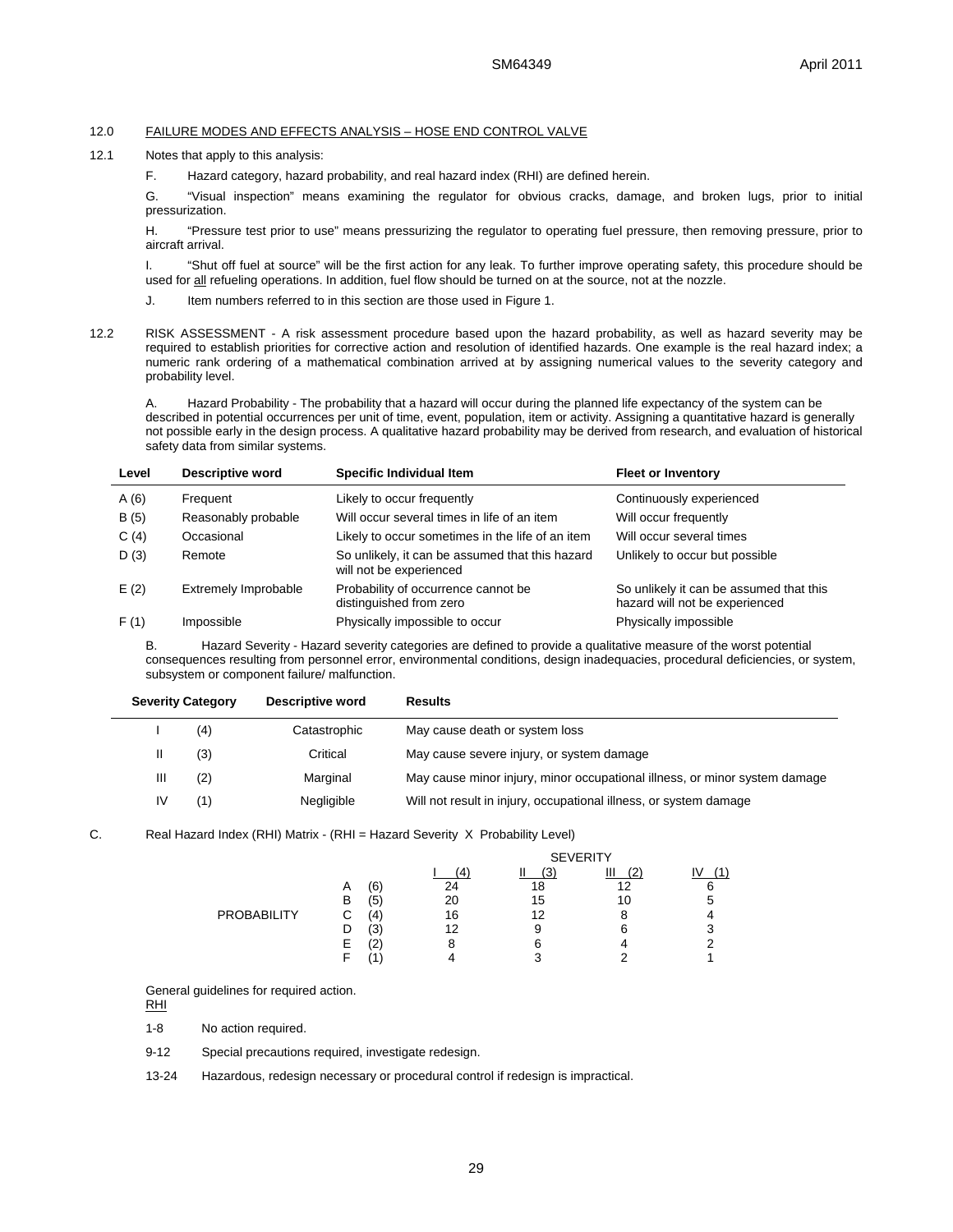## 12.0 FAILURE MODES AND EFFECTS ANALYSIS – HOSE END CONTROL VALVE

12.1 Notes that apply to this analysis:

F. Hazard category, hazard probability, and real hazard index (RHI) are defined herein.

G. "Visual inspection" means examining the regulator for obvious cracks, damage, and broken lugs, prior to initial pressurization.

H. "Pressure test prior to use" means pressurizing the regulator to operating fuel pressure, then removing pressure, prior to aircraft arrival.

I. "Shut off fuel at source" will be the first action for any leak. To further improve operating safety, this procedure should be used for all refueling operations. In addition, fuel flow should be turned on at the source, not at the nozzle.

J. Item numbers referred to in this section are those used in Figure 1.

12.2 RISK ASSESSMENT - A risk assessment procedure based upon the hazard probability, as well as hazard severity may be required to establish priorities for corrective action and resolution of identified hazards. One example is the real hazard index; a numeric rank ordering of a mathematical combination arrived at by assigning numerical values to the severity category and probability level.

A. Hazard Probability - The probability that a hazard will occur during the planned life expectancy of the system can be described in potential occurrences per unit of time, event, population, item or activity. Assigning a quantitative hazard is generally not possible early in the design process. A qualitative hazard probability may be derived from research, and evaluation of historical safety data from similar systems.

| Level | Descriptive word | Specific Individual Item | Fleet or Inventory |
|---|---|---|---|
| A (6) | Frequent | Likely to occur frequently | Continuously experienced |
| B (5) | Reasonably probable | Will occur several times in life of an item | Will occur frequently |
| C (4) | Occasional | Likely to occur sometimes in the life of an item | Will occur several times |
| D (3) | Remote | So unlikely, it can be assumed that this hazard will not be experienced | Unlikely to occur but possible |
| E (2) | Extremely Improbable | Probability of occurrence cannot be distinguished from zero | So unlikely it can be assumed that this hazard will not be experienced |
| F (1) | Impossible | Physically impossible to occur | Physically impossible |

B. Hazard Severity - Hazard severity categories are defined to provide a qualitative measure of the worst potential consequences resulting from personnel error, environmental conditions, design inadequacies, procedural deficiencies, or system, subsystem or component failure/ malfunction.

| Severity Category | | Descriptive word | Results |
|---|---|---|---|
| I | (4) | Catastrophic | May cause death or system loss |
| II | (3) | Critical | May cause severe injury, or system damage |
| III | (2) | Marginal | May cause minor injury, minor occupational illness, or minor system damage |
| IV | (1) | Negligible | Will not result in injury, occupational illness, or system damage |

C. Real Hazard Index (RHI) Matrix - (RHI = Hazard Severity X Probability Level)

| | | SEVERITY | | | |
|---|---|---|---|---|---|
| | | I (4) | II (3) | III (2) | IV (1) |
| PROBABILITY | A (6) | 24 | 18 | 12 | 6 |
| | B (5) | 20 | 15 | 10 | 5 |
| | C (4) | 16 | 12 | 8 | 4 |
| | D (3) | 12 | 9 | 6 | 3 |
| | E (2) | 8 | 6 | 4 | 2 |
| | F (1) | 4 | 3 | 2 | 1 |

General guidelines for required action.

RHI

1-8 No action required.

9-12 Special precautions required, investigate redesign.

13-24 Hazardous, redesign necessary or procedural control if redesign is impractical.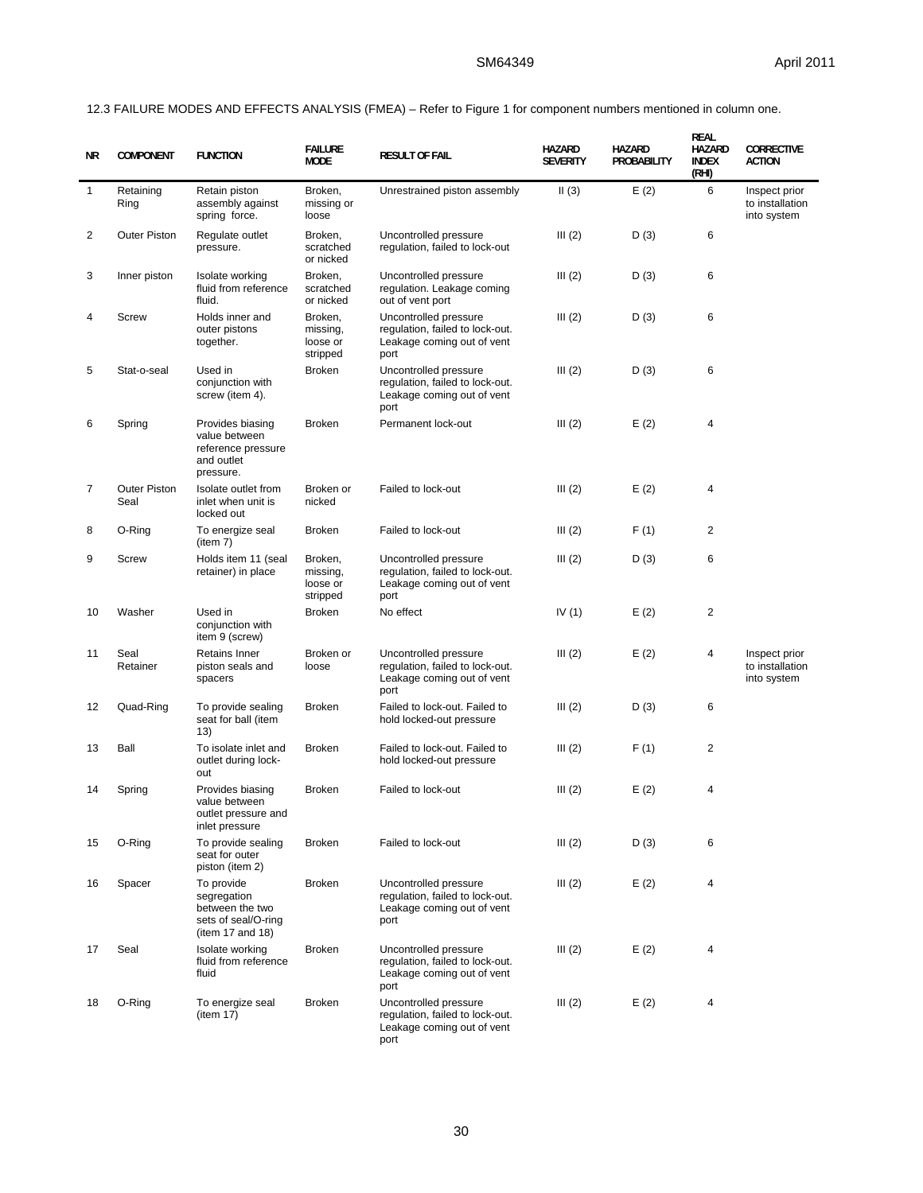12.3 FAILURE MODES AND EFFECTS ANALYSIS (FMEA) – Refer to Figure 1 for component numbers mentioned in column one.

| NR | COMPONENT | FUNCTION | FAILURE MODE | RESULT OF FAIL | HAZARD SEVERITY | HAZARD PROBABILITY | REAL HAZARD INDEX (RHI) | CORRECTIVE ACTION |
|---|---|---|---|---|---|---|---|---|
| 1 | Retaining Ring | Retain piston assembly against spring force. | Broken, missing or loose | Unrestrained piston assembly | II (3) | E (2) | 6 | Inspect prior to installation into system |
| 2 | Outer Piston | Regulate outlet pressure. | Broken, scratched or nicked | Uncontrolled pressure regulation, failed to lock-out | III (2) | D (3) | 6 | |
| 3 | Inner piston | Isolate working fluid from reference fluid. | Broken, scratched or nicked | Uncontrolled pressure regulation. Leakage coming out of vent port | III (2) | D (3) | 6 | |
| 4 | Screw | Holds inner and outer pistons together. | Broken, missing, loose or stripped | Uncontrolled pressure regulation, failed to lock-out. Leakage coming out of vent port | III (2) | D (3) | 6 | |
| 5 | Stat-o-seal | Used in conjunction with screw (item 4). | Broken | Uncontrolled pressure regulation, failed to lock-out. Leakage coming out of vent port | III (2) | D (3) | 6 | |
| 6 | Spring | Provides biasing value between reference pressure and outlet pressure. | Broken | Permanent lock-out | III (2) | E (2) | 4 | |
| 7 | Outer Piston Seal | Isolate outlet from inlet when unit is locked out | Broken or nicked | Failed to lock-out | III (2) | E (2) | 4 | |
| 8 | O-Ring | To energize seal (item 7) | Broken | Failed to lock-out | III (2) | F (1) | 2 | |
| 9 | Screw | Holds item 11 (seal retainer) in place | Broken, missing, loose or stripped | Uncontrolled pressure regulation, failed to lock-out. Leakage coming out of vent port | III (2) | D (3) | 6 | |
| 10 | Washer | Used in conjunction with item 9 (screw) | Broken | No effect | IV (1) | E (2) | 2 | |
| 11 | Seal Retainer | Retains Inner piston seals and spacers | Broken or loose | Uncontrolled pressure regulation, failed to lock-out. Leakage coming out of vent port | III (2) | E (2) | 4 | Inspect prior to installation into system |
| 12 | Quad-Ring | To provide sealing seat for ball (item 13) | Broken | Failed to lock-out. Failed to hold locked-out pressure | III (2) | D (3) | 6 | |
| 13 | Ball | To isolate inlet and outlet during lock-out | Broken | Failed to lock-out. Failed to hold locked-out pressure | III (2) | F (1) | 2 | |
| 14 | Spring | Provides biasing value between outlet pressure and inlet pressure | Broken | Failed to lock-out | III (2) | E (2) | 4 | |
| 15 | O-Ring | To provide sealing seat for outer piston (item 2) | Broken | Failed to lock-out | III (2) | D (3) | 6 | |
| 16 | Spacer | To provide segregation between the two sets of seal/O-ring (item 17 and 18) | Broken | Uncontrolled pressure regulation, failed to lock-out. Leakage coming out of vent port | III (2) | E (2) | 4 | |
| 17 | Seal | Isolate working fluid from reference fluid | Broken | Uncontrolled pressure regulation, failed to lock-out. Leakage coming out of vent port | III (2) | E (2) | 4 | |
| 18 | O-Ring | To energize seal (item 17) | Broken | Uncontrolled pressure regulation, failed to lock-out. Leakage coming out of vent port | III (2) | E (2) | 4 | |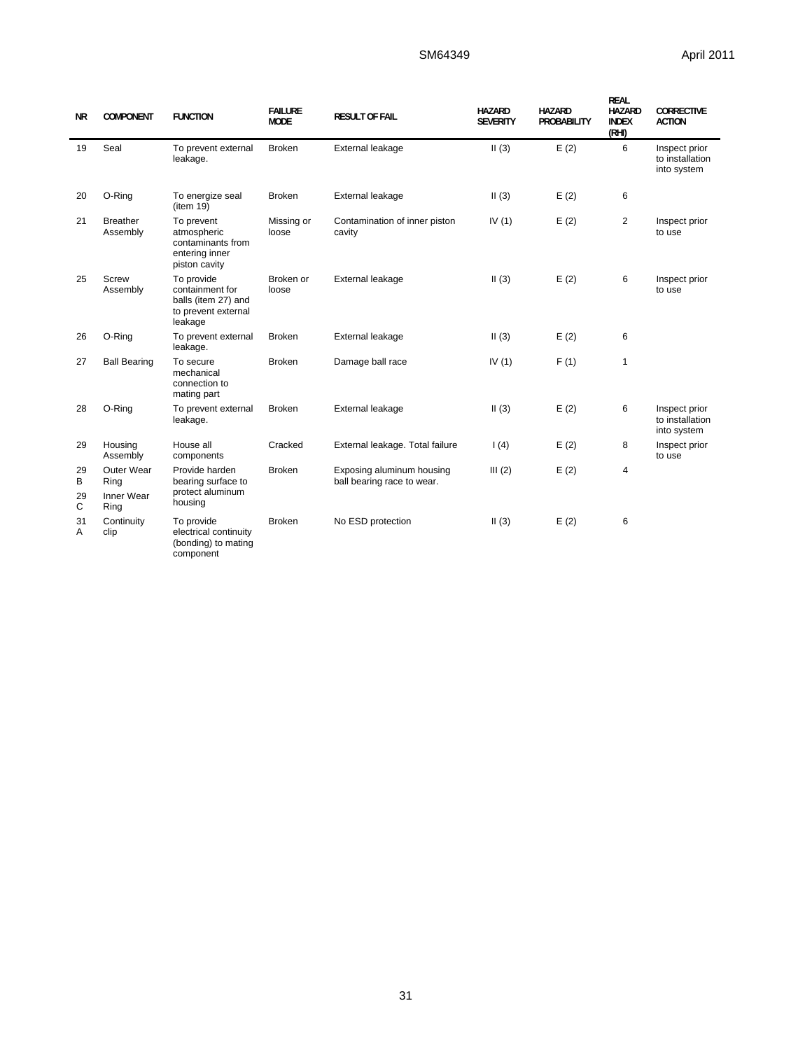| NR | COMPONENT | FUNCTION | FAILURE MODE | RESULT OF FAIL | HAZARD SEVERITY | HAZARD PROBABILITY | REAL HAZARD INDEX (RHI) | CORRECTIVE ACTION |
|---|---|---|---|---|---|---|---|---|
| 19 | Seal | To prevent external leakage. | Broken | External leakage | II (3) | E (2) | 6 | Inspect prior to installation into system |
| 20 | O-Ring | To energize seal (item 19) | Broken | External leakage | II (3) | E (2) | 6 | |
| 21 | Breather Assembly | To prevent atmospheric contaminants from entering inner piston cavity | Missing or loose | Contamination of inner piston cavity | IV (1) | E (2) | 2 | Inspect prior to use |
| 25 | Screw Assembly | To provide containment for balls (item 27) and to prevent external leakage | Broken or loose | External leakage | II (3) | E (2) | 6 | Inspect prior to use |
| 26 | O-Ring | To prevent external leakage. | Broken | External leakage | II (3) | E (2) | 6 | |
| 27 | Ball Bearing | To secure mechanical connection to mating part | Broken | Damage ball race | IV (1) | F (1) | 1 | |
| 28 | O-Ring | To prevent external leakage. | Broken | External leakage | II (3) | E (2) | 6 | Inspect prior to installation into system |
| 29 | Housing Assembly | House all components | Cracked | External leakage. Total failure | I (4) | E (2) | 8 | Inspect prior to use |
| 29 B<br>29 C | Outer Wear Ring<br>Inner Wear Ring | Provide harden bearing surface to protect aluminum housing | Broken | Exposing aluminum housing ball bearing race to wear. | III (2) | E (2) | 4 | |
| 31 A | Continuity clip | To provide electrical continuity (bonding) to mating component | Broken | No ESD protection | II (3) | E (2) | 6 | |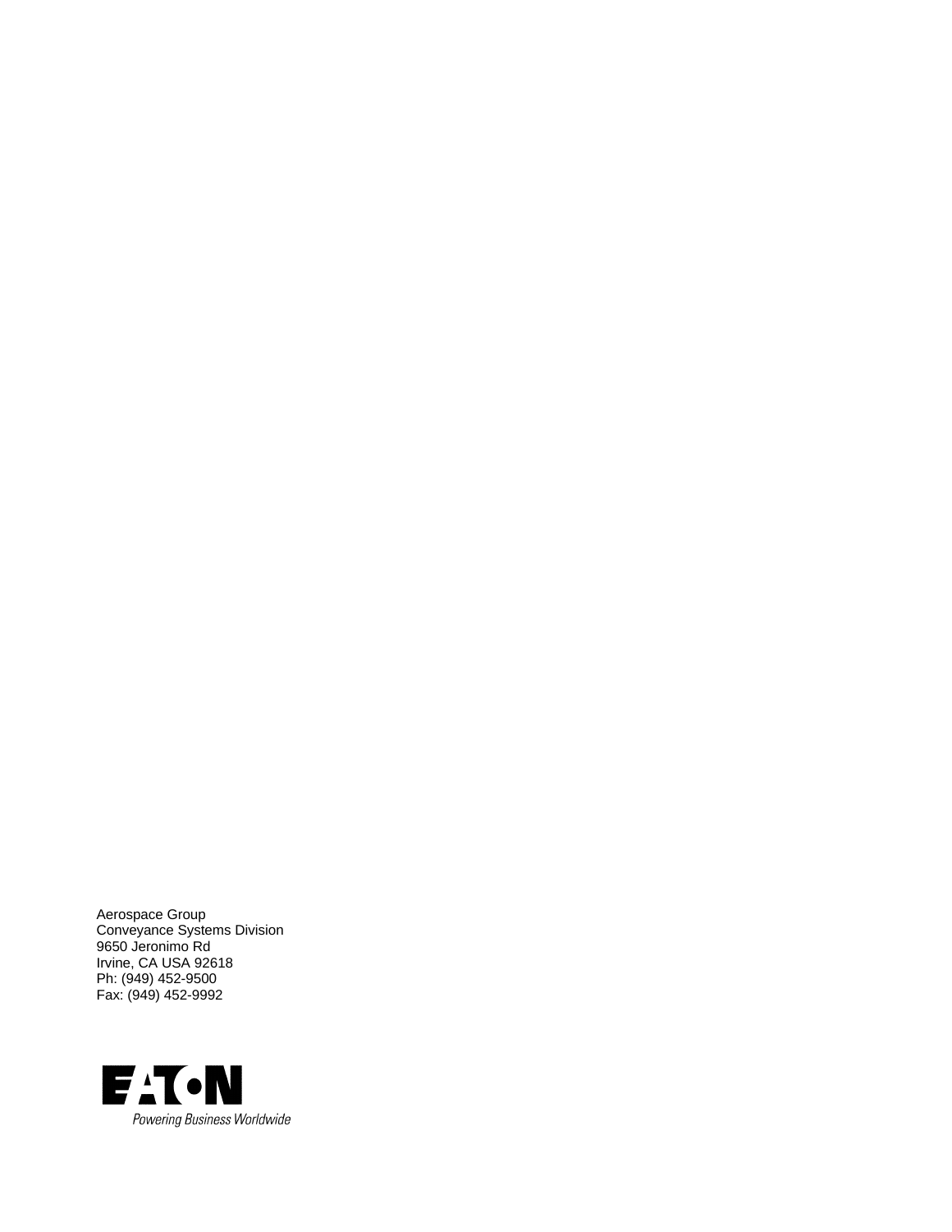Aerospace Group
Conveyance Systems Division
9650 Jeronimo Rd
Irvine, CA USA 92618
Ph: (949) 452-9500
Fax: (949) 452-9992

EATON

Powering Business Worldwide